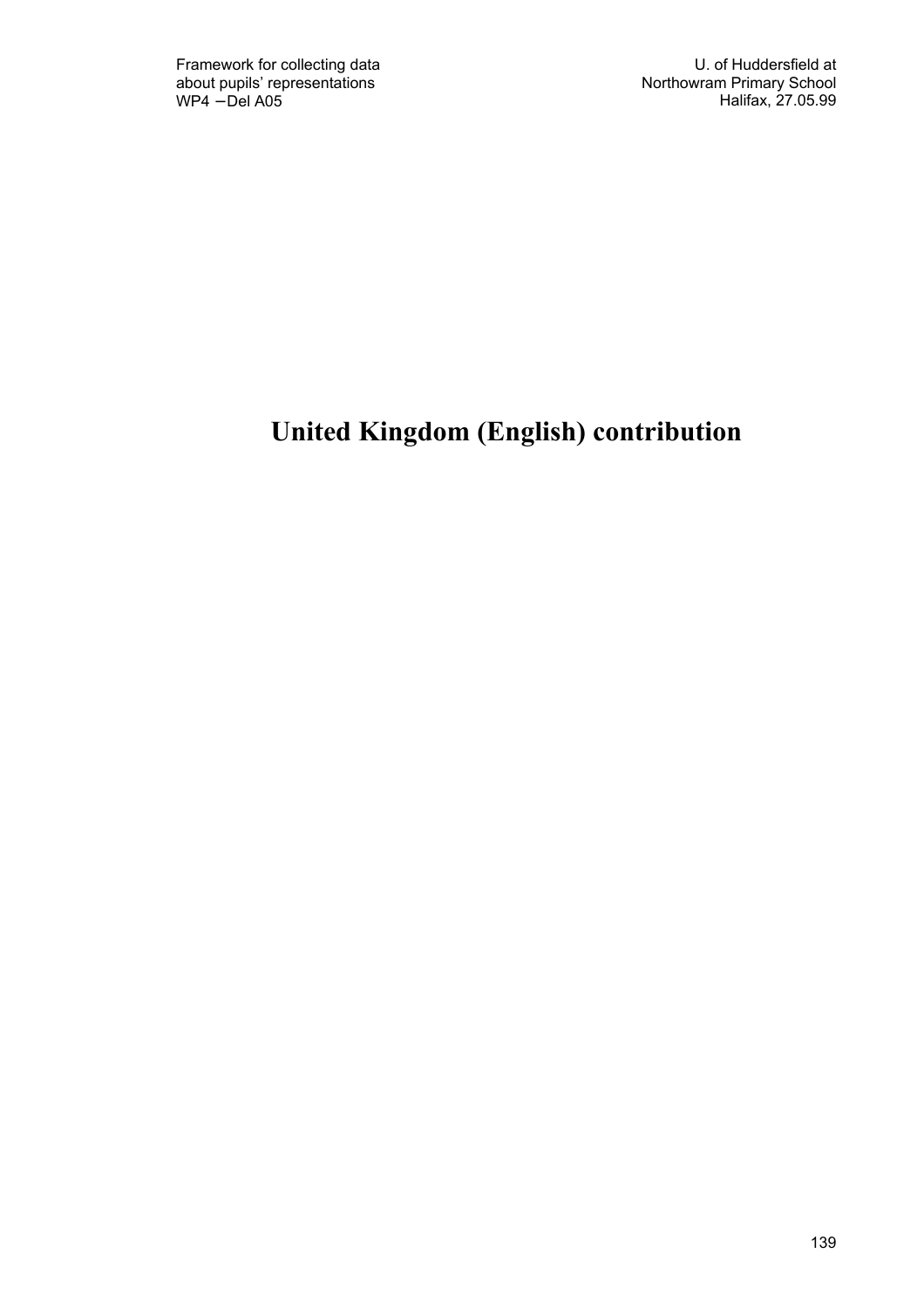# United Kingdom (English) contribution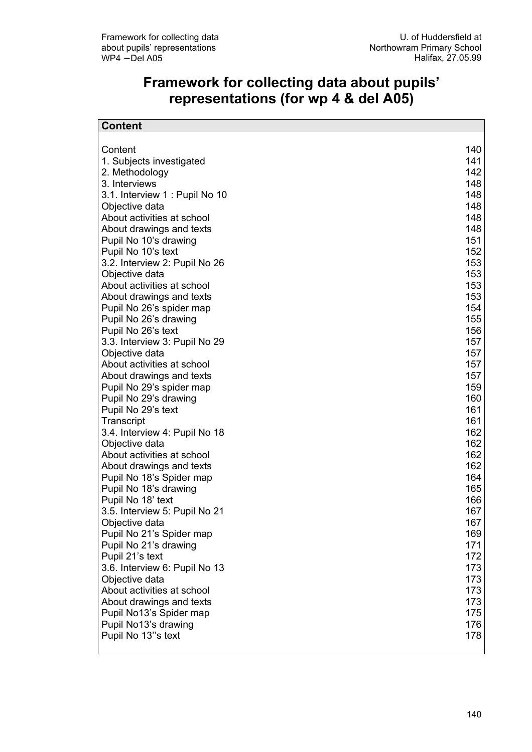# Framework for collecting data about pupils' representations (for wp 4 & del A05)

| Content | |
|---|---|
| Content | 140 |
| 1. Subjects investigated | 141 |
| 2. Methodology | 142 |
| 3. Interviews | 148 |
| 3.1. Interview 1 : Pupil No 10 | 148 |
| Objective data | 148 |
| About activities at school | 148 |
| About drawings and texts | 148 |
| Pupil No 10's drawing | 151 |
| Pupil No 10's text | 152 |
| 3.2. Interview 2: Pupil No 26 | 153 |
| Objective data | 153 |
| About activities at school | 153 |
| About drawings and texts | 153 |
| Pupil No 26's spider map | 154 |
| Pupil No 26's drawing | 155 |
| Pupil No 26's text | 156 |
| 3.3. Interview 3: Pupil No 29 | 157 |
| Objective data | 157 |
| About activities at school | 157 |
| About drawings and texts | 157 |
| Pupil No 29's spider map | 159 |
| Pupil No 29's drawing | 160 |
| Pupil No 29's text | 161 |
| Transcript | 161 |
| 3.4. Interview 4: Pupil No 18 | 162 |
| Objective data | 162 |
| About activities at school | 162 |
| About drawings and texts | 162 |
| Pupil No 18's Spider map | 164 |
| Pupil No 18's drawing | 165 |
| Pupil No 18' text | 166 |
| 3.5. Interview 5: Pupil No 21 | 167 |
| Objective data | 167 |
| Pupil No 21's Spider map | 169 |
| Pupil No 21's drawing | 171 |
| Pupil 21's text | 172 |
| 3.6. Interview 6: Pupil No 13 | 173 |
| Objective data | 173 |
| About activities at school | 173 |
| About drawings and texts | 173 |
| Pupil No13's Spider map | 175 |
| Pupil No13's drawing | 176 |
| Pupil No 13''s text | 178 |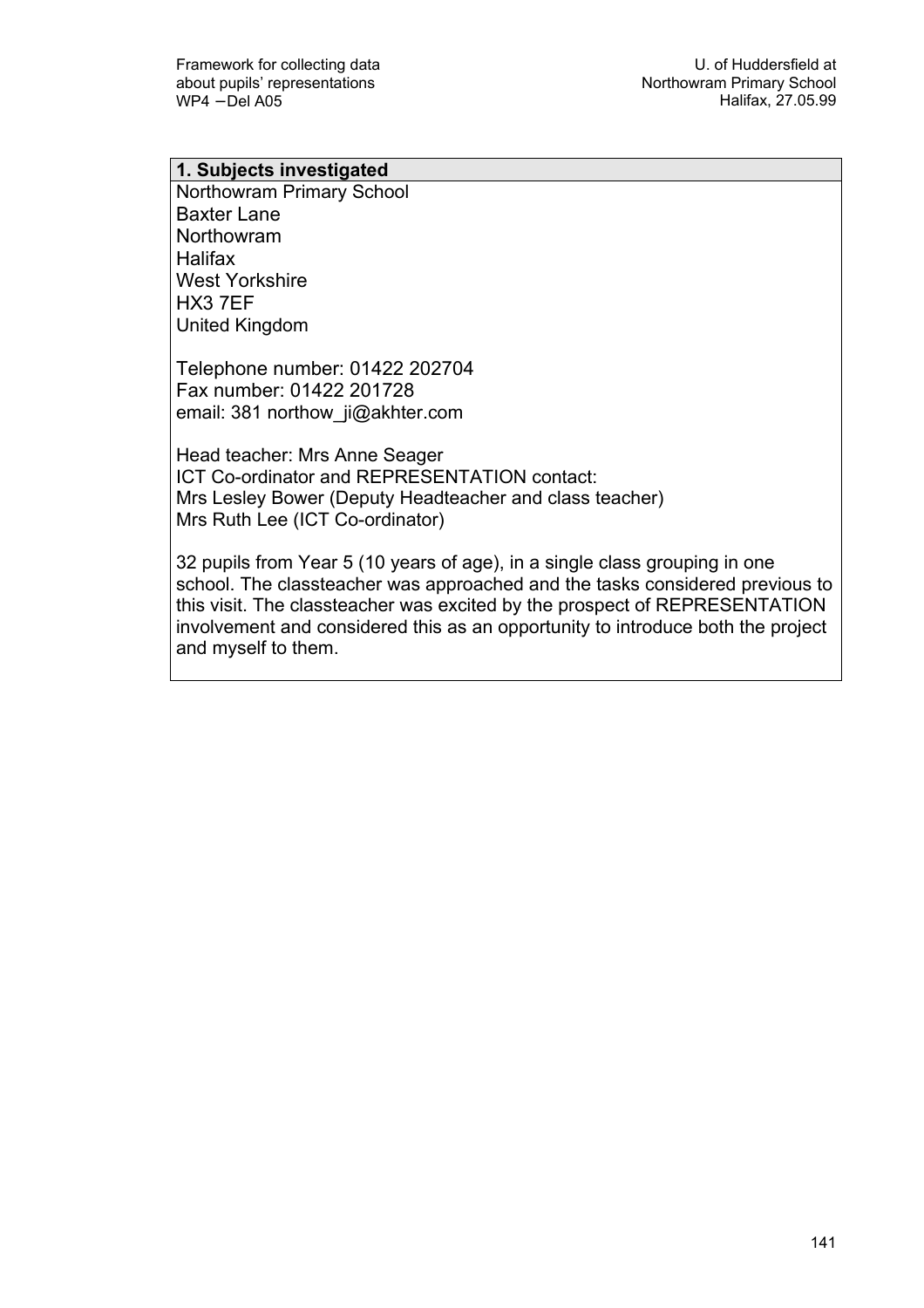## 1. Subjects investigated

Northowram Primary School
Baxter Lane
Northowram
Halifax
West Yorkshire
HX3 7EF
United Kingdom

Telephone number: 01422 202704
Fax number: 01422 201728
email: 381 northow_ji@akhter.com

Head teacher: Mrs Anne Seager
ICT Co-ordinator and REPRESENTATION contact:
Mrs Lesley Bower (Deputy Headteacher and class teacher)
Mrs Ruth Lee (ICT Co-ordinator)

32 pupils from Year 5 (10 years of age), in a single class grouping in one school. The classteacher was approached and the tasks considered previous to this visit. The classteacher was excited by the prospect of REPRESENTATION involvement and considered this as an opportunity to introduce both the project and myself to them.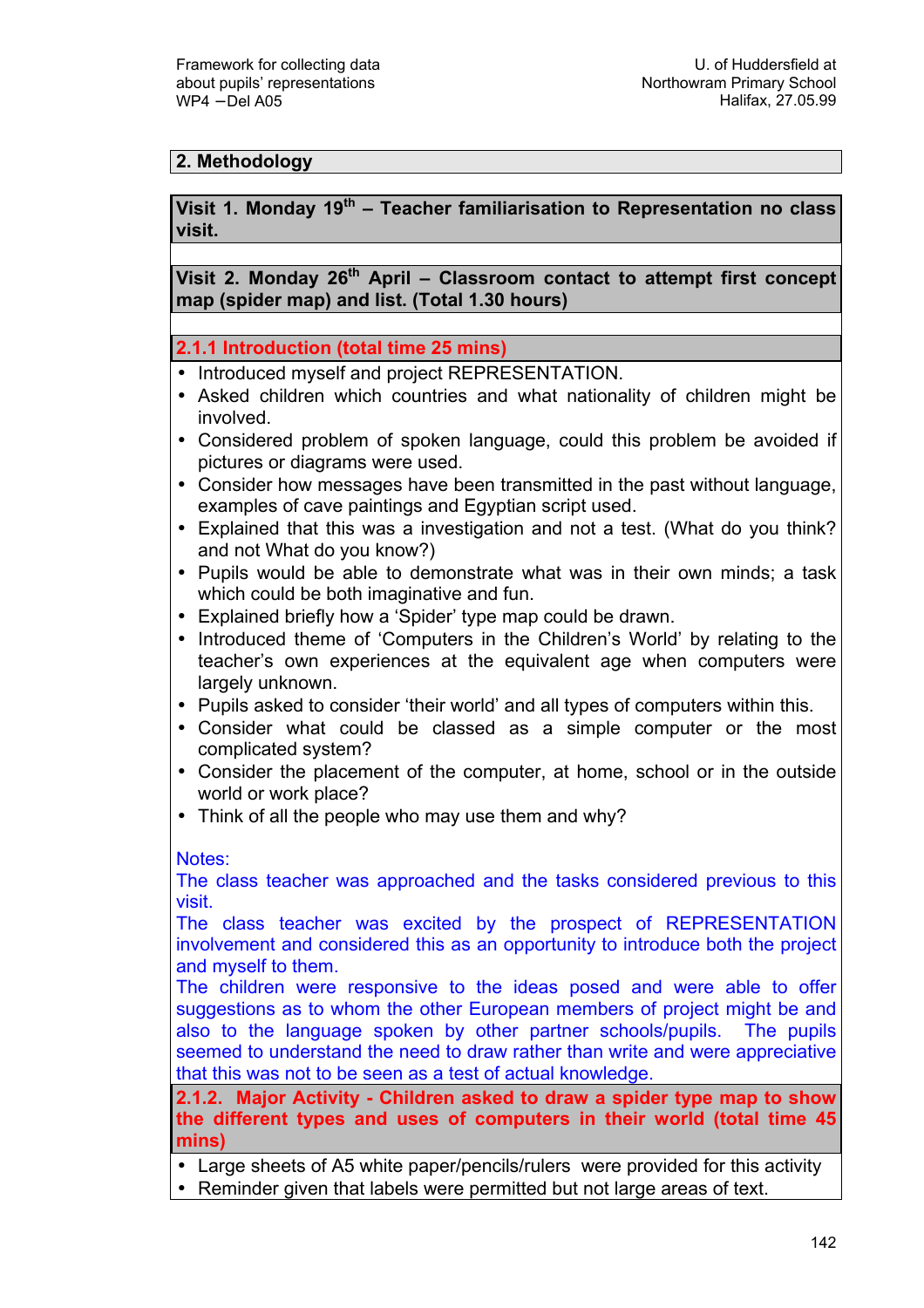## 2. Methodology

**Visit 1. Monday 19th – Teacher familiarisation to Representation no class visit.**

**Visit 2. Monday 26th April – Classroom contact to attempt first concept map (spider map) and list. (Total 1.30 hours)**

### 2.1.1 Introduction (total time 25 mins)

- Introduced myself and project REPRESENTATION.
- Asked children which countries and what nationality of children might be involved.
- Considered problem of spoken language, could this problem be avoided if pictures or diagrams were used.
- Consider how messages have been transmitted in the past without language, examples of cave paintings and Egyptian script used.
- Explained that this was a investigation and not a test. (What do you think? and not What do you know?)
- Pupils would be able to demonstrate what was in their own minds; a task which could be both imaginative and fun.
- Explained briefly how a 'Spider' type map could be drawn.
- Introduced theme of 'Computers in the Children's World' by relating to the teacher's own experiences at the equivalent age when computers were largely unknown.
- Pupils asked to consider 'their world' and all types of computers within this.
- Consider what could be classed as a simple computer or the most complicated system?
- Consider the placement of the computer, at home, school or in the outside world or work place?
- Think of all the people who may use them and why?

Notes:
The class teacher was approached and the tasks considered previous to this visit.
The class teacher was excited by the prospect of REPRESENTATION involvement and considered this as an opportunity to introduce both the project and myself to them.
The children were responsive to the ideas posed and were able to offer suggestions as to whom the other European members of project might be and also to the language spoken by other partner schools/pupils. The pupils seemed to understand the need to draw rather than write and were appreciative that this was not to be seen as a test of actual knowledge.

### 2.1.2. Major Activity - Children asked to draw a spider type map to show the different types and uses of computers in their world (total time 45 mins)

- Large sheets of A5 white paper/pencils/rulers were provided for this activity
- Reminder given that labels were permitted but not large areas of text.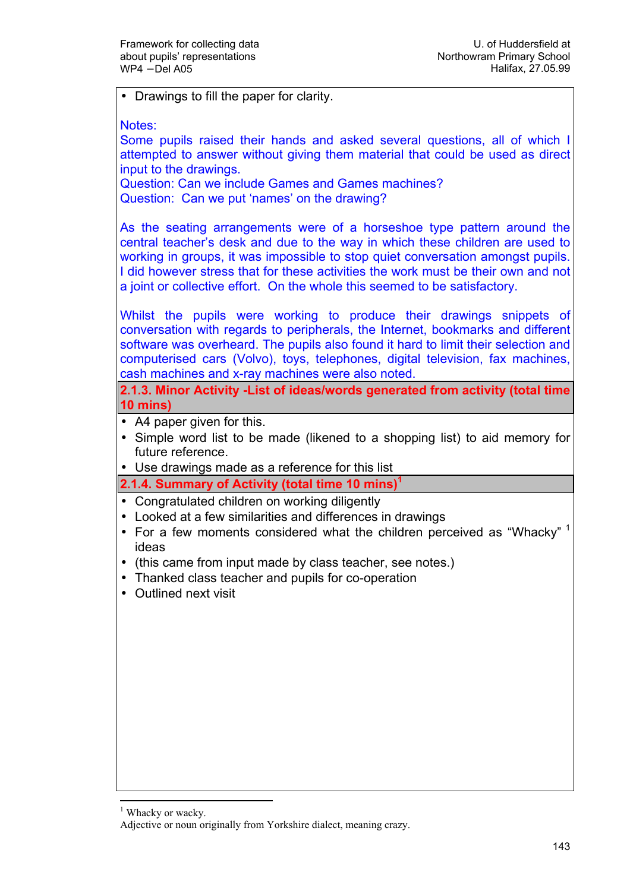- Drawings to fill the paper for clarity.

Notes:
Some pupils raised their hands and asked several questions, all of which I attempted to answer without giving them material that could be used as direct input to the drawings.
Question: Can we include Games and Games machines?
Question: Can we put 'names' on the drawing?

As the seating arrangements were of a horseshoe type pattern around the central teacher's desk and due to the way in which these children are used to working in groups, it was impossible to stop quiet conversation amongst pupils. I did however stress that for these activities the work must be their own and not a joint or collective effort. On the whole this seemed to be satisfactory.

Whilst the pupils were working to produce their drawings snippets of conversation with regards to peripherals, the Internet, bookmarks and different software was overheard. The pupils also found it hard to limit their selection and computerised cars (Volvo), toys, telephones, digital television, fax machines, cash machines and x-ray machines were also noted.

### 2.1.3. Minor Activity -List of ideas/words generated from activity (total time 10 mins)

- A4 paper given for this.
- Simple word list to be made (likened to a shopping list) to aid memory for future reference.
- Use drawings made as a reference for this list

### 2.1.4. Summary of Activity (total time 10 mins)[1]

- Congratulated children on working diligently
- Looked at a few similarities and differences in drawings
- For a few moments considered what the children perceived as "Whacky" [1] ideas
- (this came from input made by class teacher, see notes.)
- Thanked class teacher and pupils for co-operation
- Outlined next visit

---

[1] Whacky or wacky.
Adjective or noun originally from Yorkshire dialect, meaning crazy.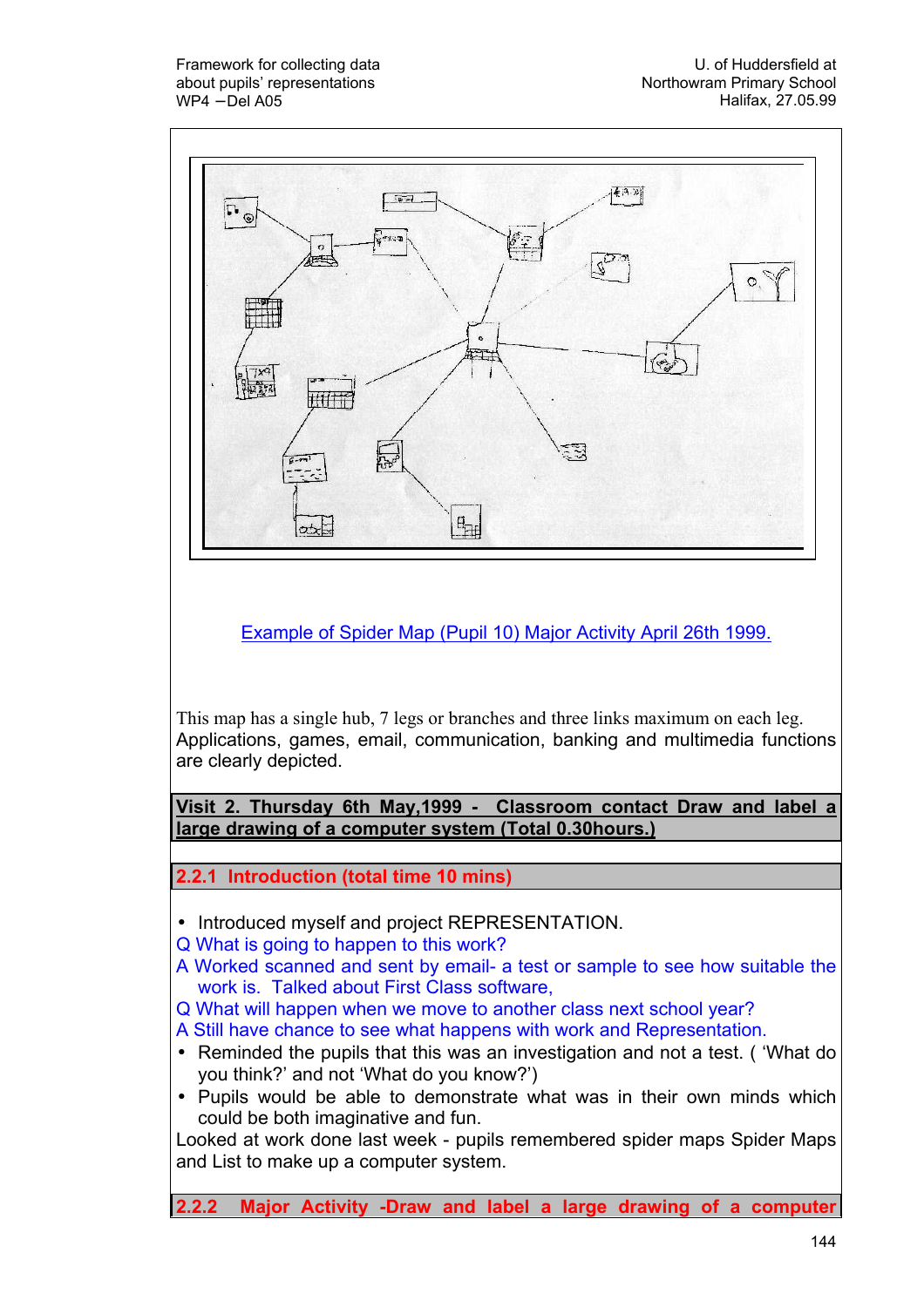Example of Spider Map (Pupil 10) Major Activity April 26th 1999.

This map has a single hub, 7 legs or branches and three links maximum on each leg. Applications, games, email, communication, banking and multimedia functions are clearly depicted.

**Visit 2. Thursday 6th May,1999 - Classroom contact Draw and label a large drawing of a computer system (Total 0.30hours.)**

### 2.2.1 Introduction (total time 10 mins)

- Introduced myself and project REPRESENTATION.

Q What is going to happen to this work?

A Worked scanned and sent by email- a test or sample to see how suitable the work is. Talked about First Class software,

Q What will happen when we move to another class next school year?

A Still have chance to see what happens with work and Representation.

- Reminded the pupils that this was an investigation and not a test. ( 'What do you think?' and not 'What do you know?')
- Pupils would be able to demonstrate what was in their own minds which could be both imaginative and fun.

Looked at work done last week - pupils remembered spider maps Spider Maps and List to make up a computer system.

### 2.2.2 Major Activity -Draw and label a large drawing of a computer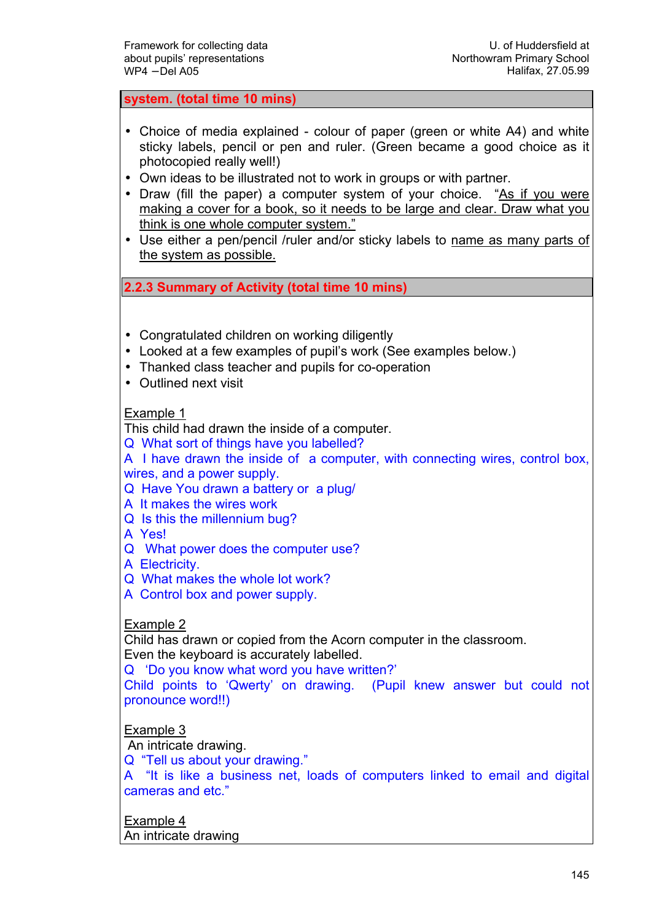**system. (total time 10 mins)**

- Choice of media explained - colour of paper (green or white A4) and white sticky labels, pencil or pen and ruler. (Green became a good choice as it photocopied really well!)
- Own ideas to be illustrated not to work in groups or with partner.
- Draw (fill the paper) a computer system of your choice. "As if you were making a cover for a book, so it needs to be large and clear. Draw what you think is one whole computer system."
- Use either a pen/pencil /ruler and/or sticky labels to name as many parts of the system as possible.

### 2.2.3 Summary of Activity (total time 10 mins)

- Congratulated children on working diligently
- Looked at a few examples of pupil's work (See examples below.)
- Thanked class teacher and pupils for co-operation
- Outlined next visit

Example 1

This child had drawn the inside of a computer.

Q What sort of things have you labelled?

A I have drawn the inside of a computer, with connecting wires, control box, wires, and a power supply.

Q Have You drawn a battery or a plug/

A It makes the wires work

Q Is this the millennium bug?

A Yes!

Q What power does the computer use?

A Electricity.

Q What makes the whole lot work?

A Control box and power supply.

Example 2

Child has drawn or copied from the Acorn computer in the classroom.
Even the keyboard is accurately labelled.

Q 'Do you know what word you have written?'

Child points to 'Qwerty' on drawing. (Pupil knew answer but could not pronounce word!!)

Example 3

An intricate drawing.

Q "Tell us about your drawing."

A "It is like a business net, loads of computers linked to email and digital cameras and etc."

Example 4

An intricate drawing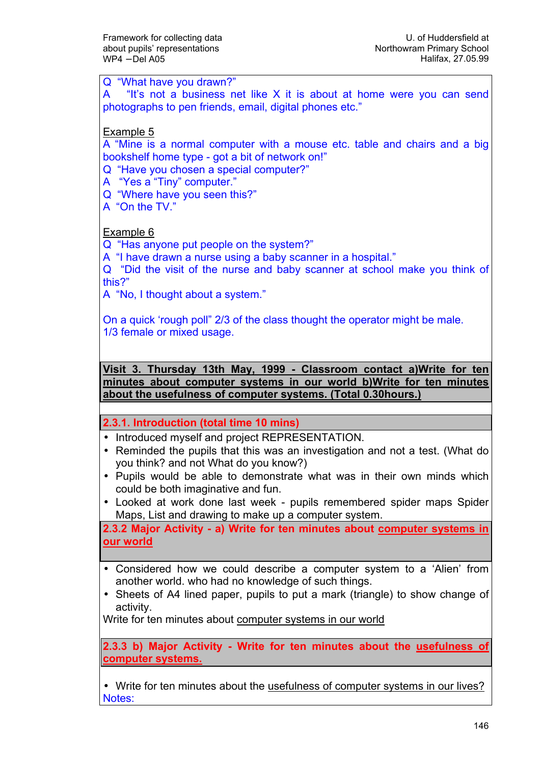Q “What have you drawn?”
A “It's not a business net like X it is about at home were you can send photographs to pen friends, email, digital phones etc.”

Example 5
A “Mine is a normal computer with a mouse etc. table and chairs and a big bookshelf home type - got a bit of network on!”
Q “Have you chosen a special computer?”
A “Yes a “Tiny” computer.”
Q “Where have you seen this?”
A “On the TV.”

Example 6
Q “Has anyone put people on the system?”
A “I have drawn a nurse using a baby scanner in a hospital.”
Q “Did the visit of the nurse and baby scanner at school make you think of this?”
A “No, I thought about a system.”

On a quick ‘rough poll” 2/3 of the class thought the operator might be male.
1/3 female or mixed usage.

**Visit 3. Thursday 13th May, 1999 - Classroom contact a)Write for ten minutes about computer systems in our world b)Write for ten minutes about the usefulness of computer systems. (Total 0.30hours.)**

**2.3.1. Introduction (total time 10 mins)**

- Introduced myself and project REPRESENTATION.
- Reminded the pupils that this was an investigation and not a test. (What do you think? and not What do you know?)
- Pupils would be able to demonstrate what was in their own minds which could be both imaginative and fun.
- Looked at work done last week - pupils remembered spider maps Spider Maps, List and drawing to make up a computer system.

**2.3.2 Major Activity - a) Write for ten minutes about computer systems in our world**

- Considered how we could describe a computer system to a ‘Alien’ from another world. who had no knowledge of such things.
- Sheets of A4 lined paper, pupils to put a mark (triangle) to show change of activity.

Write for ten minutes about computer systems in our world

**2.3.3 b) Major Activity - Write for ten minutes about the usefulness of computer systems.**

- Write for ten minutes about the usefulness of computer systems in our lives?

Notes: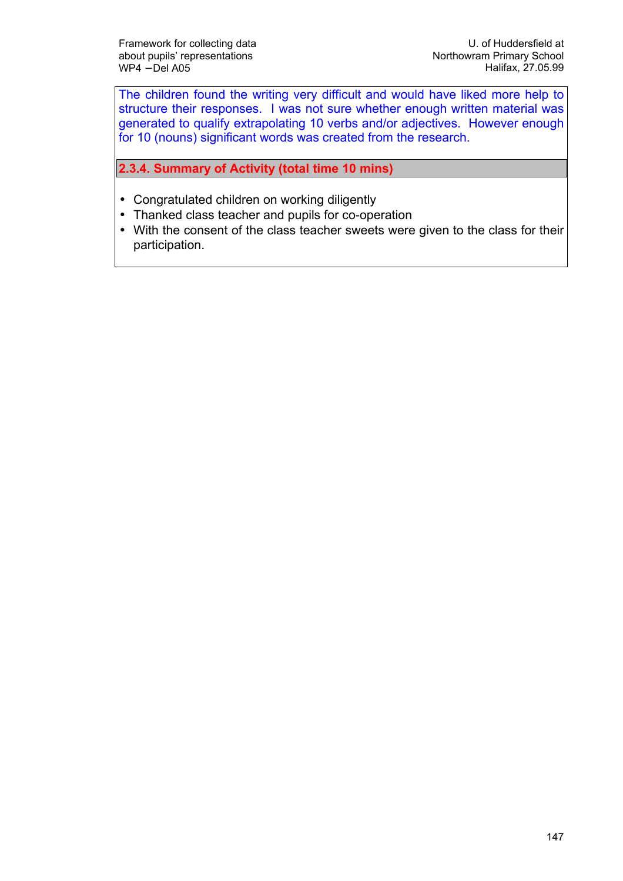The children found the writing very difficult and would have liked more help to structure their responses. I was not sure whether enough written material was generated to qualify extrapolating 10 verbs and/or adjectives. However enough for 10 (nouns) significant words was created from the research.

### 2.3.4. Summary of Activity (total time 10 mins)

- Congratulated children on working diligently
- Thanked class teacher and pupils for co-operation
- With the consent of the class teacher sweets were given to the class for their participation.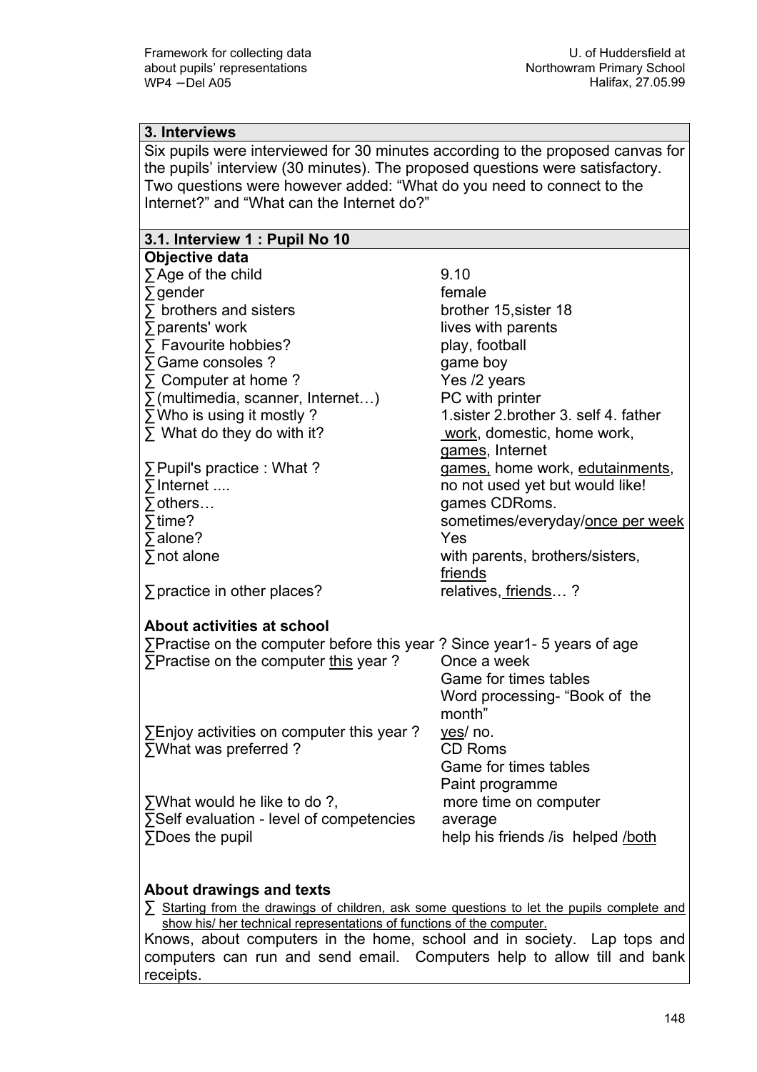## 3. Interviews

Six pupils were interviewed for 30 minutes according to the proposed canvas for the pupils' interview (30 minutes). The proposed questions were satisfactory. Two questions were however added: "What do you need to connect to the Internet?" and "What can the Internet do?"

### 3.1. Interview 1 : Pupil No 10

**Objective data**

| | |
|---|---|
| ∑ Age of the child | 9.10 |
| ∑ gender | female |
| ∑ brothers and sisters | brother 15,sister 18 |
| ∑ parents' work | lives with parents |
| ∑ Favourite hobbies? | play, football |
| ∑ Game consoles ? | game boy |
| ∑ Computer at home ? | Yes /2 years |
| ∑ (multimedia, scanner, Internet…) | PC with printer |
| ∑ Who is using it mostly ? | 1.sister 2.brother 3. self 4. father |
| ∑ What do they do with it? | <u>work</u>, domestic, home work, <u>games</u>, Internet |
| ∑ Pupil's practice : What ? | <u>games,</u> home work, <u>edutainments</u>, |
| ∑ Internet .... | no not used yet but would like! |
| ∑ others… | games CDRoms. |
| ∑ time? | sometimes/everyday/<u>once per week</u> |
| ∑ alone? | Yes |
| ∑ not alone | with parents, brothers/sisters, <u>friends</u> |
| ∑ practice in other places? | relatives, <u>friends</u>… ? |

**About activities at school**

∑Practise on the computer before this year ? Since year1- 5 years of age

| | |
|---|---|
| ∑Practise on the computer <u>this</u> year ? | Once a week<br>Game for times tables<br>Word processing- "Book of the month" |
| ∑Enjoy activities on computer this year ? | <u>yes</u>/ no. |
| ∑What was preferred ? | CD Roms<br>Game for times tables<br>Paint programme |
| ∑What would he like to do ?, | more time on computer |
| ∑Self evaluation - level of competencies | average |
| ∑Does the pupil | help his friends /is helped /<u>both</u> |

**About drawings and texts**

∑ <u>Starting from the drawings of children, ask some questions to let the pupils complete and show his/ her technical representations of functions of the computer.</u>

Knows, about computers in the home, school and in society. Lap tops and computers can run and send email. Computers help to allow till and bank receipts.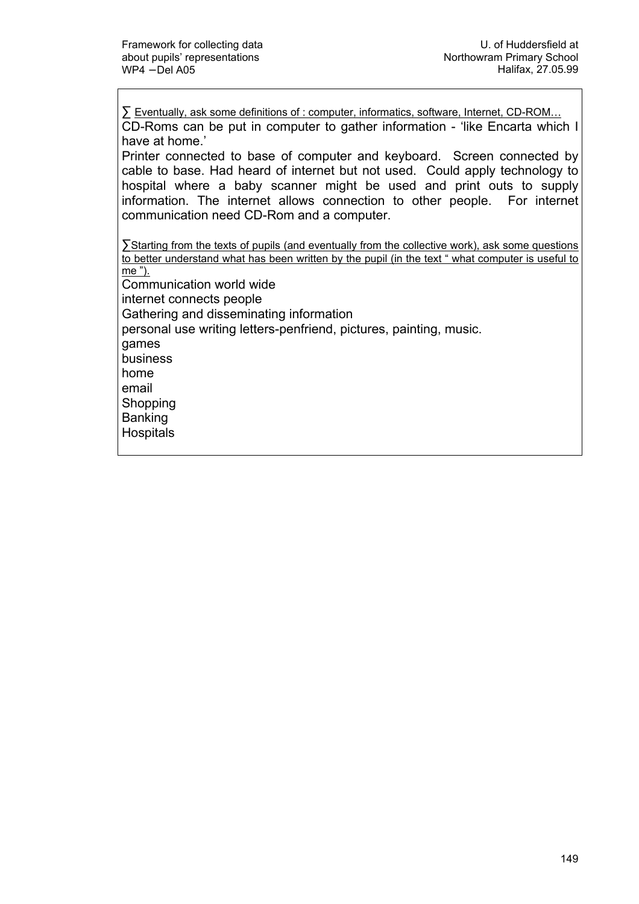∑ Eventually, ask some definitions of : computer, informatics, software, Internet, CD-ROM…

CD-Roms can be put in computer to gather information - 'like Encarta which I have at home.'

Printer connected to base of computer and keyboard. Screen connected by cable to base. Had heard of internet but not used. Could apply technology to hospital where a baby scanner might be used and print outs to supply information. The internet allows connection to other people. For internet communication need CD-Rom and a computer.

∑Starting from the texts of pupils (and eventually from the collective work), ask some questions to better understand what has been written by the pupil (in the text " what computer is useful to me ").

Communication world wide
internet connects people
Gathering and disseminating information
personal use writing letters-penfriend, pictures, painting, music.
games
business
home
email
Shopping
Banking
Hospitals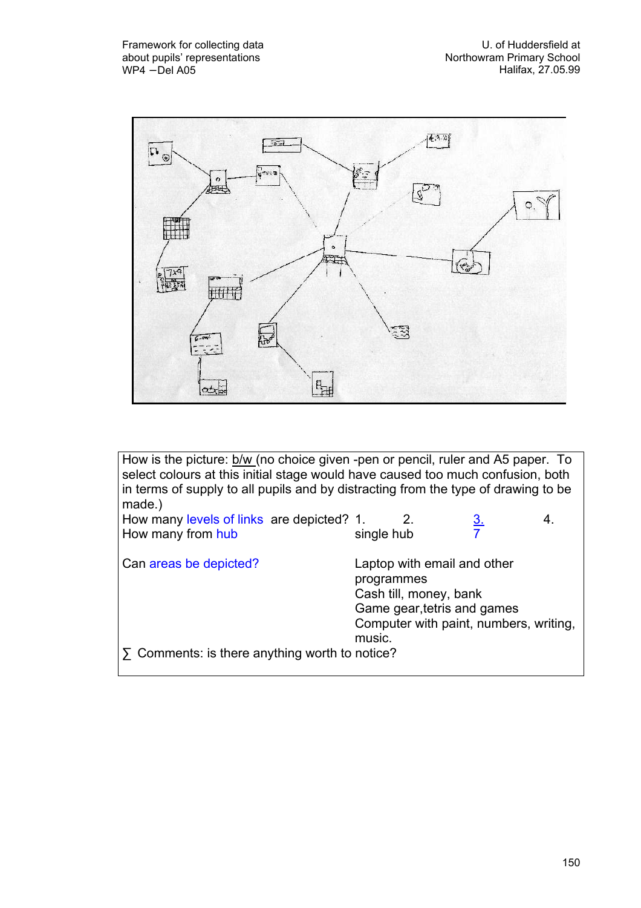How is the picture: b/w (no choice given -pen or pencil, ruler and A5 paper. To select colours at this initial stage would have caused too much confusion, both in terms of supply to all pupils and by distracting from the type of drawing to be made.)

| | | | | |
|---|---|---|---|---|
| How many levels of links are depicted? | 1. | 2. | 3. | 4. |
| How many from hub | single hub | | 7 | |

| | |
|---|---|
| Can areas be depicted? | Laptop with email and other programmes<br>Cash till, money, bank<br>Game gear,tetris and games<br>Computer with paint, numbers, writing, music. |

∑ Comments: is there anything worth to notice?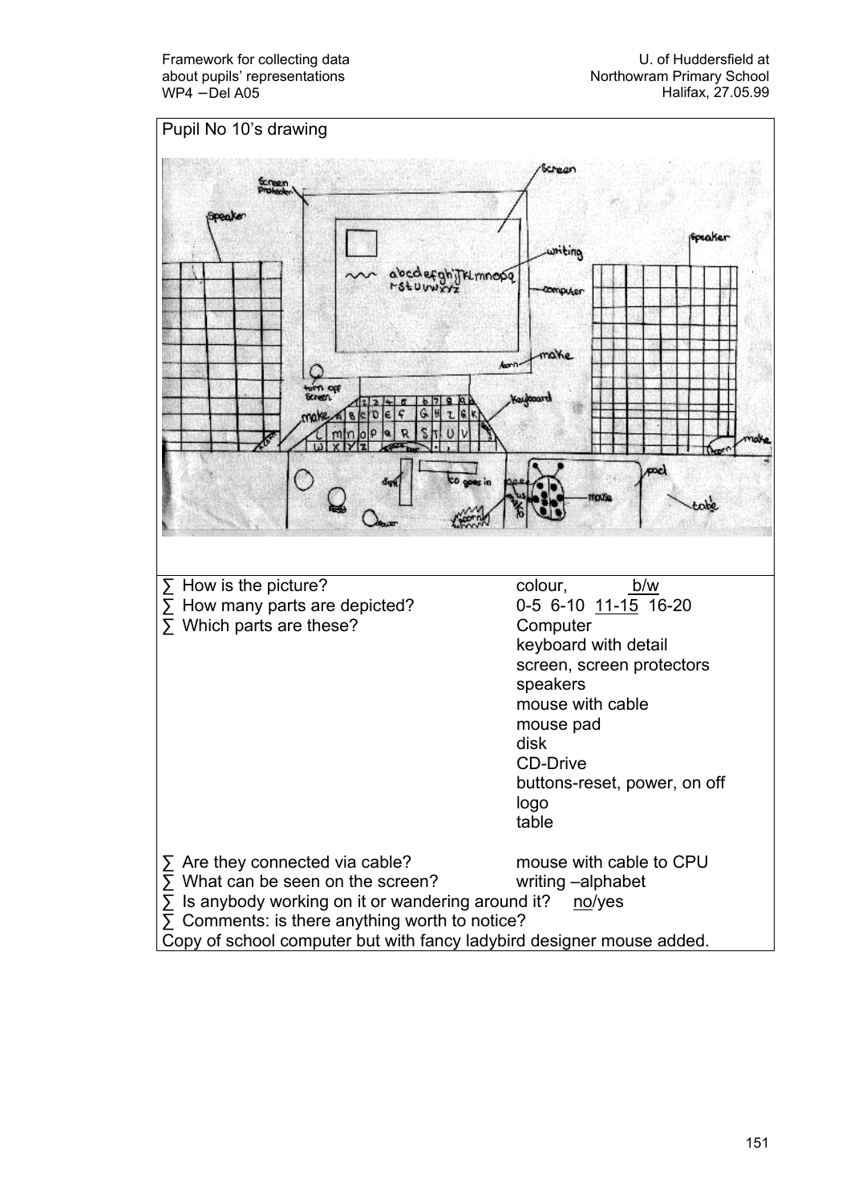Pupil No 10's drawing

- How is the picture? colour, <u>b/w</u>
- How many parts are depicted? 0-5 6-10 <u>11-15</u> 16-20
- Which parts are these? Computer
  keyboard with detail
  screen, screen protectors
  speakers
  mouse with cable
  mouse pad
  disk
  CD-Drive
  buttons-reset, power, on off
  logo
  table
- Are they connected via cable? mouse with cable to CPU
- What can be seen on the screen? writing –alphabet
- Is anybody working on it or wandering around it? <u>no</u>/yes
- Comments: is there anything worth to notice?

Copy of school computer but with fancy ladybird designer mouse added.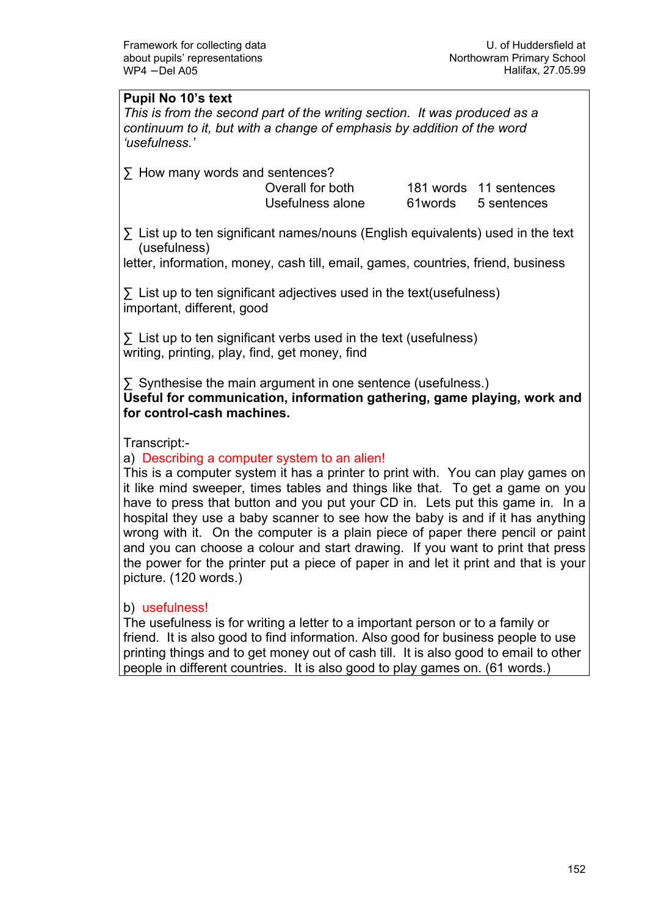**Pupil No 10's text**

*This is from the second part of the writing section. It was produced as a continuum to it, but with a change of emphasis by addition of the word 'usefulness.'*

∑ How many words and sentences?

| | | |
|---|---|---|
| Overall for both | 181 words | 11 sentences |
| Usefulness alone | 61words | 5 sentences |

∑ List up to ten significant names/nouns (English equivalents) used in the text (usefulness)

letter, information, money, cash till, email, games, countries, friend, business

∑ List up to ten significant adjectives used in the text(usefulness)

important, different, good

∑ List up to ten significant verbs used in the text (usefulness)

writing, printing, play, find, get money, find

∑ Synthesise the main argument in one sentence (usefulness.)

**Useful for communication, information gathering, game playing, work and for control-cash machines.**

Transcript:-

a) Describing a computer system to an alien!

This is a computer system it has a printer to print with. You can play games on it like mind sweeper, times tables and things like that. To get a game on you have to press that button and you put your CD in. Lets put this game in. In a hospital they use a baby scanner to see how the baby is and if it has anything wrong with it. On the computer is a plain piece of paper there pencil or paint and you can choose a colour and start drawing. If you want to print that press the power for the printer put a piece of paper in and let it print and that is your picture. (120 words.)

b) usefulness!

The usefulness is for writing a letter to a important person or to a family or friend. It is also good to find information. Also good for business people to use printing things and to get money out of cash till. It is also good to email to other people in different countries. It is also good to play games on. (61 words.)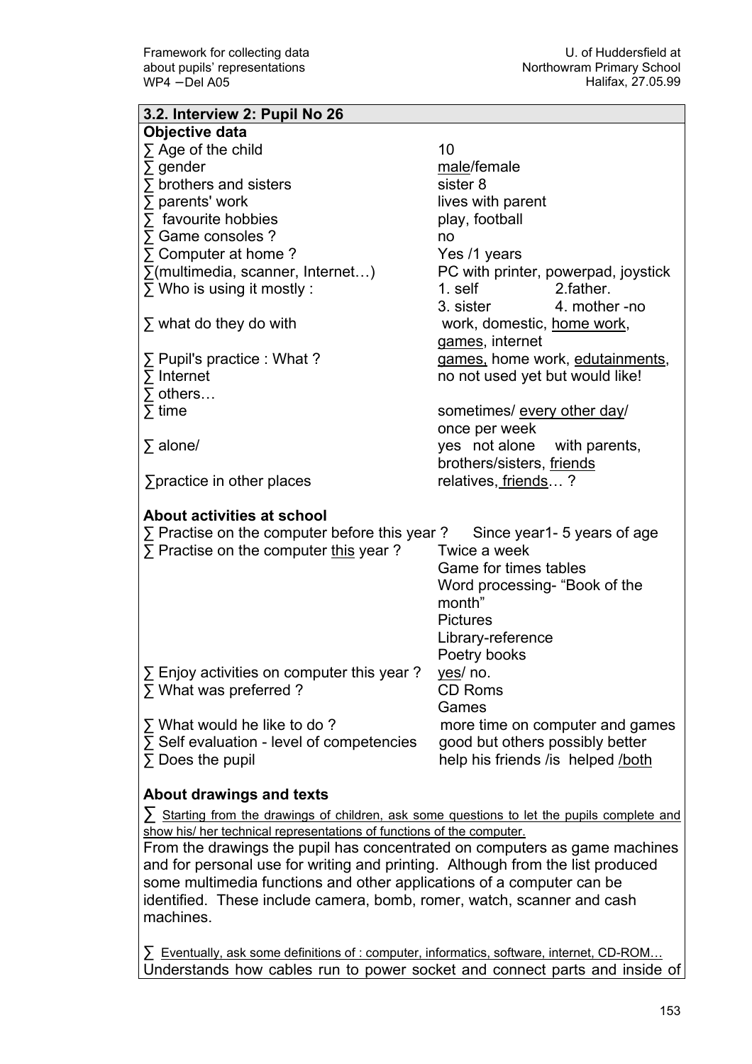## 3.2. Interview 2: Pupil No 26

**Objective data**

| | |
|---|---|
| ∑ Age of the child | 10 |
| ∑ gender | male/female |
| ∑ brothers and sisters | sister 8 |
| ∑ parents' work | lives with parent |
| ∑ favourite hobbies | play, football |
| ∑ Game consoles ? | no |
| ∑ Computer at home ? | Yes /1 years |
| ∑(multimedia, scanner, Internet…) | PC with printer, powerpad, joystick |
| ∑ Who is using it mostly : | 1. self 2.father. 3. sister 4. mother -no |
| ∑ what do they do with | work, domestic, home work, games, internet |
| ∑ Pupil's practice : What ? | games, home work, edutainments, |
| ∑ Internet | no not used yet but would like! |
| ∑ others… | |
| ∑ time | sometimes/ every other day/ once per week |
| ∑ alone/ | yes not alone with parents, brothers/sisters, friends |
| ∑practice in other places | relatives, friends… ? |

**About activities at school**

| | |
|---|---|
| ∑ Practise on the computer before this year ? | Since year1- 5 years of age |
| ∑ Practise on the computer this year ? | Twice a week<br>Game for times tables<br>Word processing- "Book of the month"<br>Pictures<br>Library-reference<br>Poetry books |
| ∑ Enjoy activities on computer this year ? | yes/ no. |
| ∑ What was preferred ? | CD Roms<br>Games |
| ∑ What would he like to do ? | more time on computer and games |
| ∑ Self evaluation - level of competencies | good but others possibly better |
| ∑ Does the pupil | help his friends /is helped /both |

**About drawings and texts**

∑ Starting from the drawings of children, ask some questions to let the pupils complete and show his/ her technical representations of functions of the computer.

From the drawings the pupil has concentrated on computers as game machines and for personal use for writing and printing. Although from the list produced some multimedia functions and other applications of a computer can be identified. These include camera, bomb, romer, watch, scanner and cash machines.

∑ Eventually, ask some definitions of : computer, informatics, software, internet, CD-ROM…

Understands how cables run to power socket and connect parts and inside of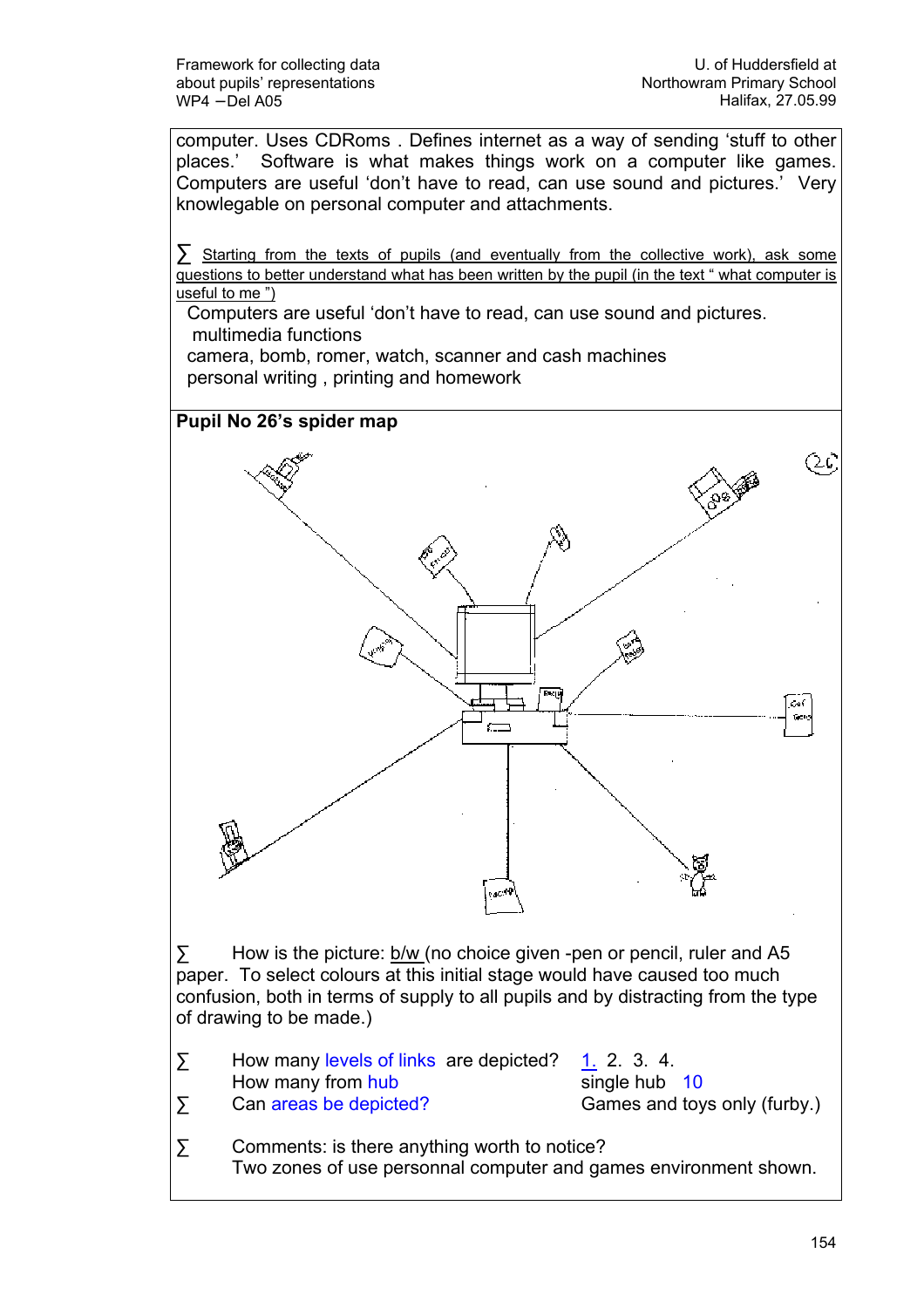computer. Uses CDRoms . Defines internet as a way of sending 'stuff to other places.' Software is what makes things work on a computer like games. Computers are useful 'don't have to read, can use sound and pictures.' Very knowlegable on personal computer and attachments.

∑ Starting from the texts of pupils (and eventually from the collective work), ask some questions to better understand what has been written by the pupil (in the text " what computer is useful to me ")

Computers are useful 'don't have to read, can use sound and pictures.
multimedia functions
camera, bomb, romer, watch, scanner and cash machines
personal writing , printing and homework

**Pupil No 26's spider map**

∑ How is the picture: b/w (no choice given -pen or pencil, ruler and A5 paper. To select colours at this initial stage would have caused too much confusion, both in terms of supply to all pupils and by distracting from the type of drawing to be made.)

∑ How many levels of links are depicted? 1. 2. 3. 4.
How many from hub — single hub 10

∑ Can areas be depicted? — Games and toys only (furby.)

∑ Comments: is there anything worth to notice?
Two zones of use personnal computer and games environment shown.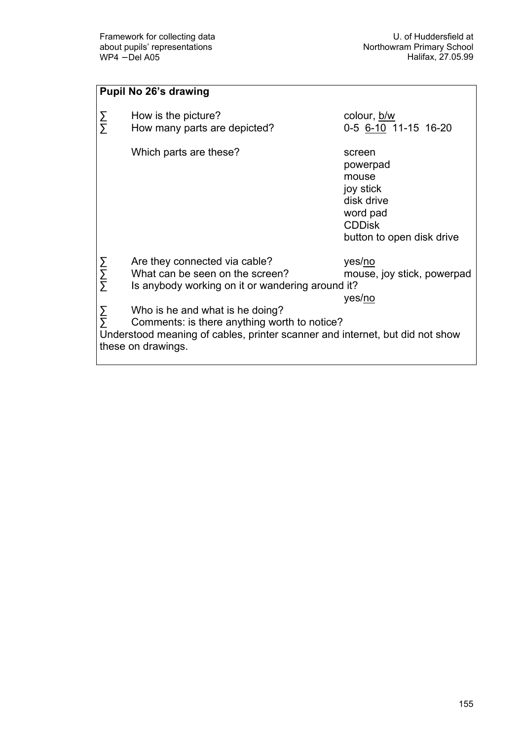**Pupil No 26's drawing**

- How is the picture? — colour, <u>b/w</u>
- How many parts are depicted? — 0-5 <u>6-10</u> 11-15 16-20

  Which parts are these?
  - screen
  - powerpad
  - mouse
  - joy stick
  - disk drive
  - word pad
  - CDDisk
  - button to open disk drive

- Are they connected via cable? — yes/<u>no</u>
- What can be seen on the screen? — mouse, joy stick, powerpad
- Is anybody working on it or wandering around it? — yes/<u>no</u>
- Who is he and what is he doing?
- Comments: is there anything worth to notice?

Understood meaning of cables, printer scanner and internet, but did not show these on drawings.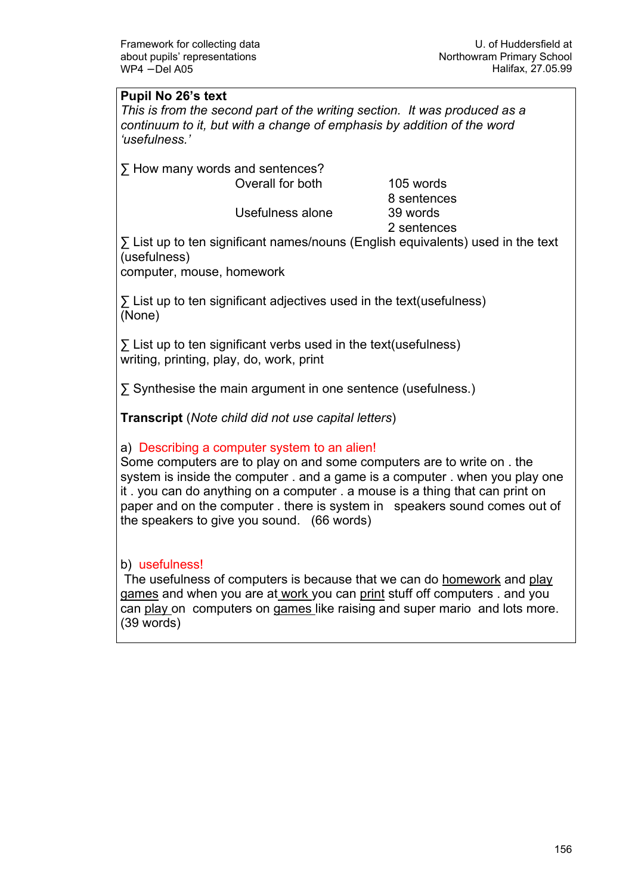**Pupil No 26's text**

*This is from the second part of the writing section. It was produced as a continuum to it, but with a change of emphasis by addition of the word 'usefulness.'*

∑ How many words and sentences?

| | |
|---|---|
| Overall for both | 105 words<br>8 sentences |
| Usefulness alone | 39 words<br>2 sentences |

∑ List up to ten significant names/nouns (English equivalents) used in the text (usefulness)
computer, mouse, homework

∑ List up to ten significant adjectives used in the text(usefulness)
(None)

∑ List up to ten significant verbs used in the text(usefulness)
writing, printing, play, do, work, print

∑ Synthesise the main argument in one sentence (usefulness.)

**Transcript** (*Note child did not use capital letters*)

a) Describing a computer system to an alien!
Some computers are to play on and some computers are to write on . the system is inside the computer . and a game is a computer . when you play one it . you can do anything on a computer . a mouse is a thing that can print on paper and on the computer . there is system in speakers sound comes out of the speakers to give you sound. (66 words)

b) usefulness!
The usefulness of computers is because that we can do <u>homework</u> and <u>play games</u> and when you are at <u>work</u> you can <u>print</u> stuff off computers . and you can <u>play</u> on computers on <u>games</u> like raising and super mario and lots more. (39 words)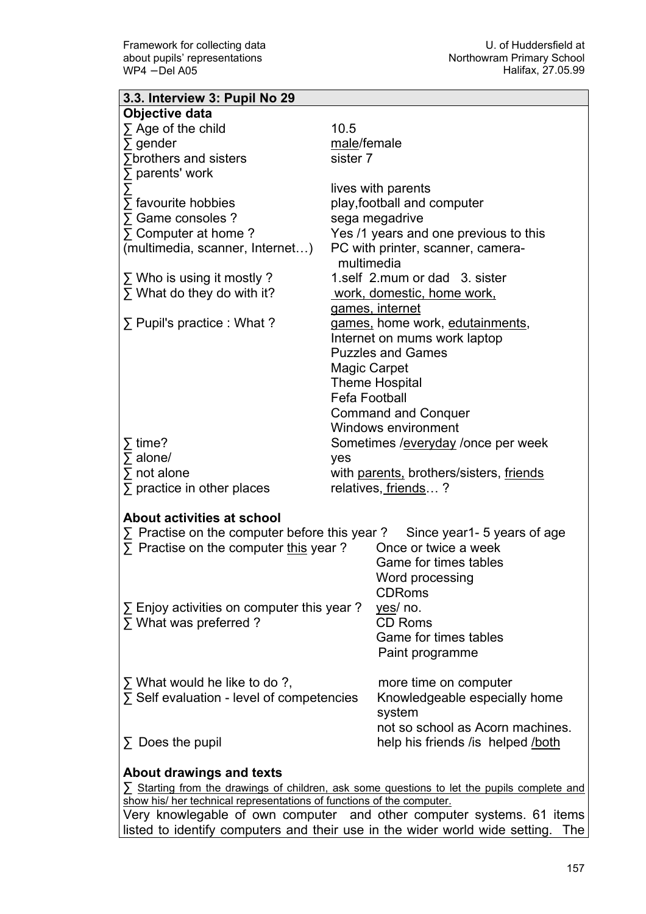### 3.3. Interview 3: Pupil No 29

**Objective data**

| | |
|---|---|
| ∑ Age of the child | 10.5 |
| ∑ gender | <u>male</u>/female |
| ∑brothers and sisters | sister 7 |
| ∑ parents' work | |
| ∑ | lives with parents |
| ∑ favourite hobbies | play,football and computer |
| ∑ Game consoles ? | sega megadrive |
| ∑ Computer at home ? (multimedia, scanner, Internet…) | Yes /1 years and one previous to this PC with printer, scanner, camera-multimedia |
| ∑ Who is using it mostly ? | 1.self 2.mum or dad 3. sister |
| ∑ What do they do with it? | <u>work, domestic, home work, games, internet</u> |
| ∑ Pupil's practice : What ? | <u>games,</u> home work, <u>edutainments</u>, Internet on mums work laptop<br>Puzzles and Games<br>Magic Carpet<br>Theme Hospital<br>Fefa Football<br>Command and Conquer<br>Windows environment |
| ∑ time? | Sometimes /<u>everyday</u> /once per week |
| ∑ alone/ | yes |
| ∑ not alone | with <u>parents,</u> brothers/sisters, <u>friends</u> |
| ∑ practice in other places | relatives, <u>friends</u>… ? |

**About activities at school**

| | |
|---|---|
| ∑ Practise on the computer before this year ? | Since year1- 5 years of age |
| ∑ Practise on the computer <u>this</u> year ? | Once or twice a week<br>Game for times tables<br>Word processing<br>CDRoms |
| ∑ Enjoy activities on computer this year ? | <u>yes</u>/ no. |
| ∑ What was preferred ? | CD Roms<br>Game for times tables<br>Paint programme |
| ∑ What would he like to do ?, | more time on computer |
| ∑ Self evaluation - level of competencies | Knowledgeable especially home system<br>not so school as Acorn machines. |
| ∑ Does the pupil | help his friends /is helped <u>/both</u> |

**About drawings and texts**

∑ <u>Starting from the drawings of children, ask some questions to let the pupils complete and show his/ her technical representations of functions of the computer.</u>

Very knowlegable of own computer and other computer systems. 61 items listed to identify computers and their use in the wider world wide setting. The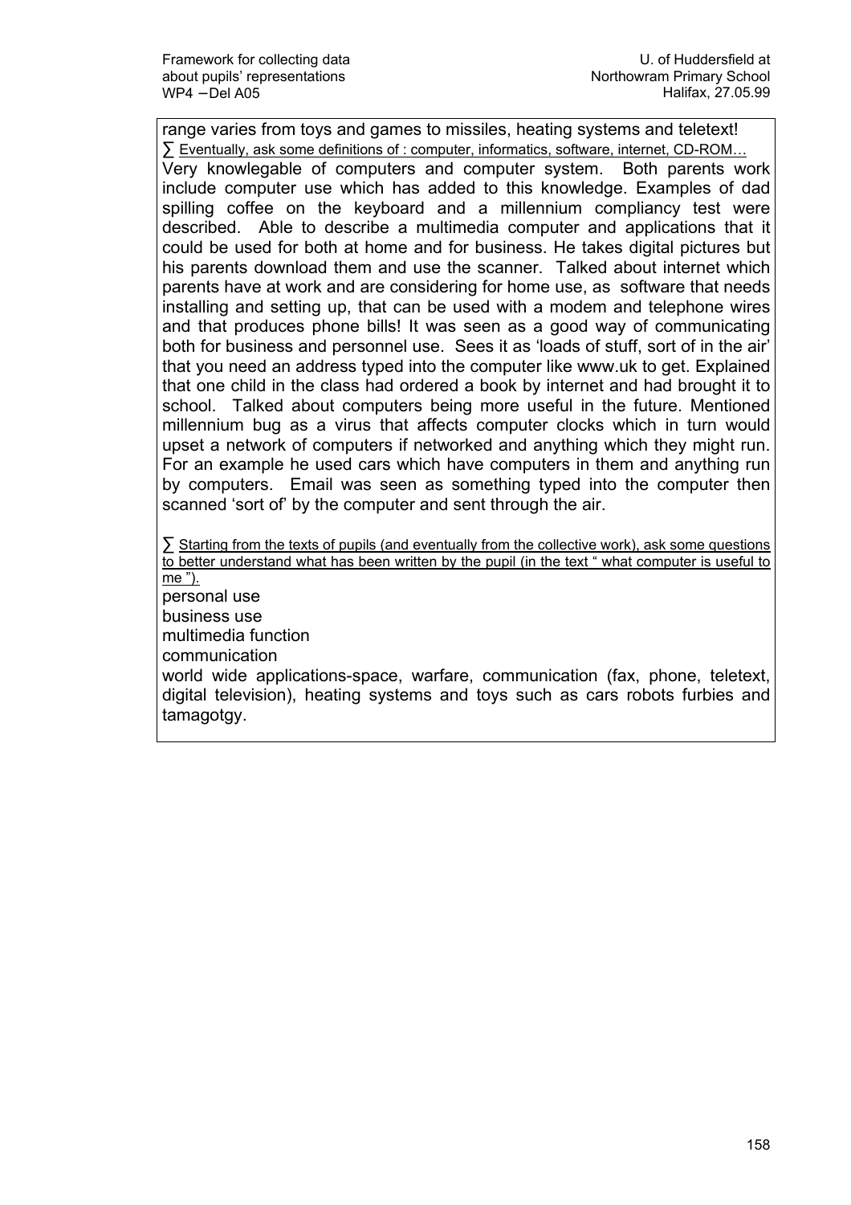range varies from toys and games to missiles, heating systems and teletext!

∑ Eventually, ask some definitions of : computer, informatics, software, internet, CD-ROM…

Very knowlegable of computers and computer system. Both parents work include computer use which has added to this knowledge. Examples of dad spilling coffee on the keyboard and a millennium compliancy test were described. Able to describe a multimedia computer and applications that it could be used for both at home and for business. He takes digital pictures but his parents download them and use the scanner. Talked about internet which parents have at work and are considering for home use, as software that needs installing and setting up, that can be used with a modem and telephone wires and that produces phone bills! It was seen as a good way of communicating both for business and personnel use. Sees it as 'loads of stuff, sort of in the air' that you need an address typed into the computer like www.uk to get. Explained that one child in the class had ordered a book by internet and had brought it to school. Talked about computers being more useful in the future. Mentioned millennium bug as a virus that affects computer clocks which in turn would upset a network of computers if networked and anything which they might run. For an example he used cars which have computers in them and anything run by computers. Email was seen as something typed into the computer then scanned 'sort of' by the computer and sent through the air.

∑ Starting from the texts of pupils (and eventually from the collective work), ask some questions to better understand what has been written by the pupil (in the text " what computer is useful to me ").

personal use

business use

multimedia function

communication

world wide applications-space, warfare, communication (fax, phone, teletext, digital television), heating systems and toys such as cars robots furbies and tamagotgy.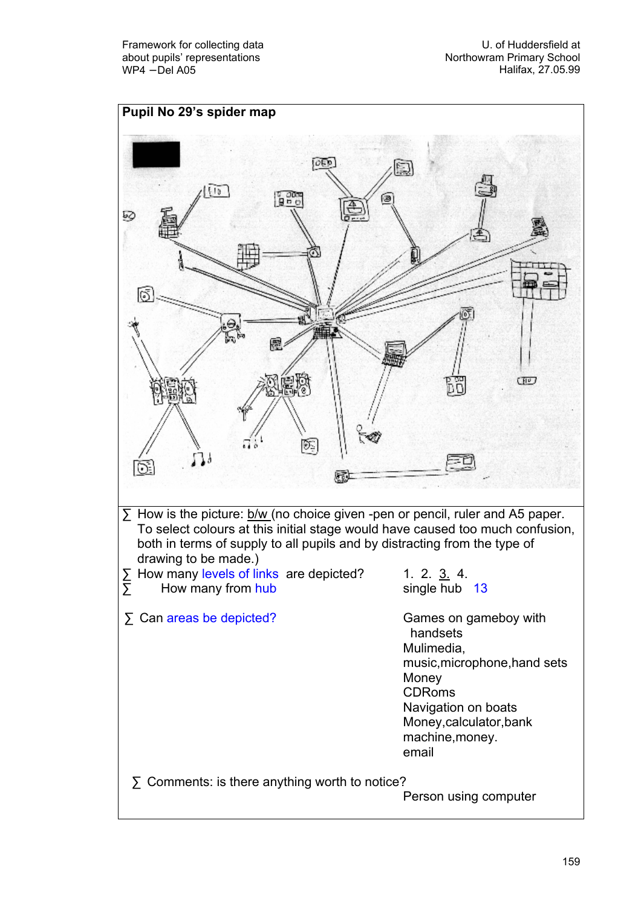**Pupil No 29's spider map**

- How is the picture: b/w (no choice given -pen or pencil, ruler and A5 paper. To select colours at this initial stage would have caused too much confusion, both in terms of supply to all pupils and by distracting from the type of drawing to be made.)
- How many levels of links are depicted? 1. 2. 3. 4.
- How many from hub — single hub 13
- Can areas be depicted? — Games on gameboy with handsets; Mulimedia, music,microphone,hand sets; Money; CDRoms; Navigation on boats; Money,calculator,bank machine,money.; email
- Comments: is there anything worth to notice? — Person using computer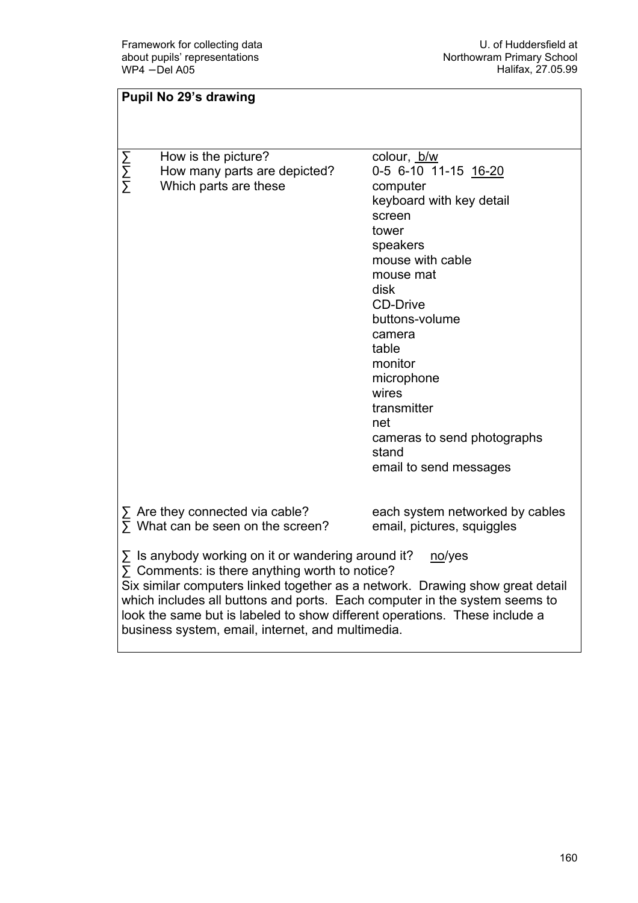**Pupil No 29's drawing**

| | |
|---|---|
| ∑ How is the picture? | colour, <u>b/w</u> |
| ∑ How many parts are depicted? | 0-5 6-10 11-15 <u>16-20</u> |
| ∑ Which parts are these | computer<br>keyboard with key detail<br>screen<br>tower<br>speakers<br>mouse with cable<br>mouse mat<br>disk<br>CD-Drive<br>buttons-volume<br>camera<br>table<br>monitor<br>microphone<br>wires<br>transmitter<br>net<br>cameras to send photographs<br>stand<br>email to send messages |
| ∑ Are they connected via cable? | each system networked by cables |
| ∑ What can be seen on the screen? | email, pictures, squiggles |

∑ Is anybody working on it or wandering around it? <u>no</u>/yes

∑ Comments: is there anything worth to notice?

Six similar computers linked together as a network. Drawing show great detail which includes all buttons and ports. Each computer in the system seems to look the same but is labeled to show different operations. These include a business system, email, internet, and multimedia.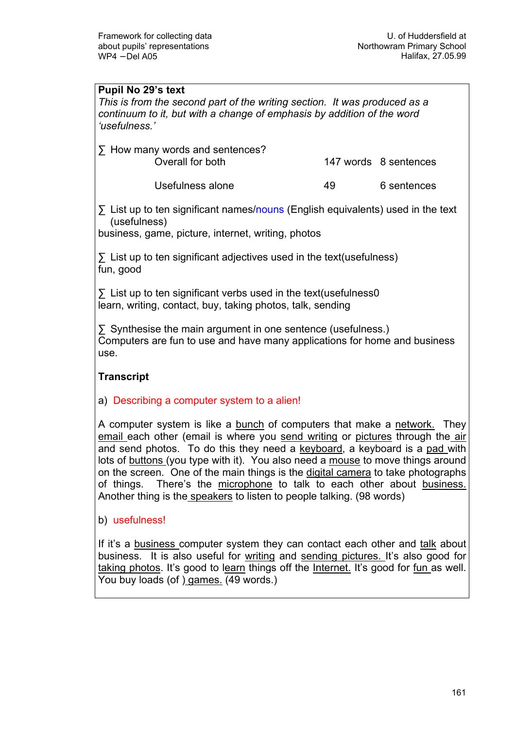**Pupil No 29's text**

*This is from the second part of the writing section. It was produced as a continuum to it, but with a change of emphasis by addition of the word 'usefulness.'*

∑ How many words and sentences?

| | | |
|---|---|---|
| Overall for both | 147 words | 8 sentences |
| Usefulness alone | 49 | 6 sentences |

∑ List up to ten significant names/nouns (English equivalents) used in the text (usefulness)
business, game, picture, internet, writing, photos

∑ List up to ten significant adjectives used in the text(usefulness)
fun, good

∑ List up to ten significant verbs used in the text(usefulness0
learn, writing, contact, buy, taking photos, talk, sending

∑ Synthesise the main argument in one sentence (usefulness.)
Computers are fun to use and have many applications for home and business use.

**Transcript**

a) Describing a computer system to a alien!

A computer system is like a bunch of computers that make a network. They email each other (email is where you send writing or pictures through the air and send photos. To do this they need a keyboard, a keyboard is a pad with lots of buttons (you type with it). You also need a mouse to move things around on the screen. One of the main things is the digital camera to take photographs of things. There's the microphone to talk to each other about business. Another thing is the speakers to listen to people talking. (98 words)

b) usefulness!

If it's a business computer system they can contact each other and talk about business. It is also useful for writing and sending pictures. It's also good for taking photos. It's good to learn things off the Internet. It's good for fun as well. You buy loads (of ) games. (49 words.)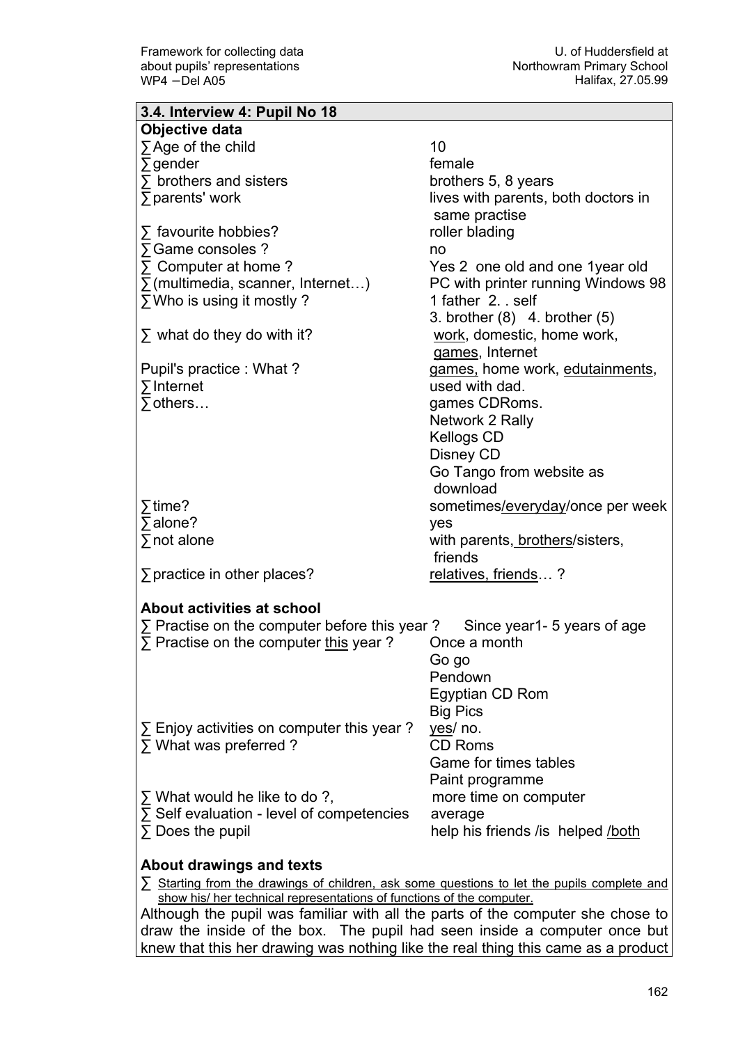## 3.4. Interview 4: Pupil No 18

**Objective data**

| | |
|---|---|
| ∑ Age of the child | 10 |
| ∑ gender | female |
| ∑ brothers and sisters | brothers 5, 8 years |
| ∑ parents' work | lives with parents, both doctors in same practise |
| ∑ favourite hobbies? | roller blading |
| ∑ Game consoles ? | no |
| ∑ Computer at home ? | Yes 2 one old and one 1year old |
| ∑ (multimedia, scanner, Internet…) | PC with printer running Windows 98 |
| ∑ Who is using it mostly ? | 1 father 2. . self<br>3. brother (8) 4. brother (5) |
| ∑ what do they do with it? | <u>work</u>, domestic, home work, <u>games</u>, Internet |
| Pupil's practice : What ? | <u>games,</u> home work, <u>edutainments</u>, |
| ∑ Internet | used with dad. |
| ∑ others… | games CDRoms.<br>Network 2 Rally<br>Kellogs CD<br>Disney CD<br>Go Tango from website as download |
| ∑ time? | sometimes/<u>everyday</u>/once per week |
| ∑ alone? | yes |
| ∑ not alone | with parents,<u> brothers</u>/sisters, friends |
| ∑ practice in other places? | <u>relatives, friends</u>… ? |

**About activities at school**

| | |
|---|---|
| ∑ Practise on the computer before this year ? | Since year1- 5 years of age |
| ∑ Practise on the computer <u>this</u> year ? | Once a month<br>Go go<br>Pendown<br>Egyptian CD Rom<br>Big Pics |
| ∑ Enjoy activities on computer this year ? | <u>yes</u>/ no. |
| ∑ What was preferred ? | CD Roms<br>Game for times tables<br>Paint programme |
| ∑ What would he like to do ?, | more time on computer |
| ∑ Self evaluation - level of competencies | average |
| ∑ Does the pupil | help his friends /is helped /<u>both</u> |

**About drawings and texts**

∑ <u>Starting from the drawings of children, ask some questions to let the pupils complete and show his/ her technical representations of functions of the computer.</u>

Although the pupil was familiar with all the parts of the computer she chose to draw the inside of the box. The pupil had seen inside a computer once but knew that this her drawing was nothing like the real thing this came as a product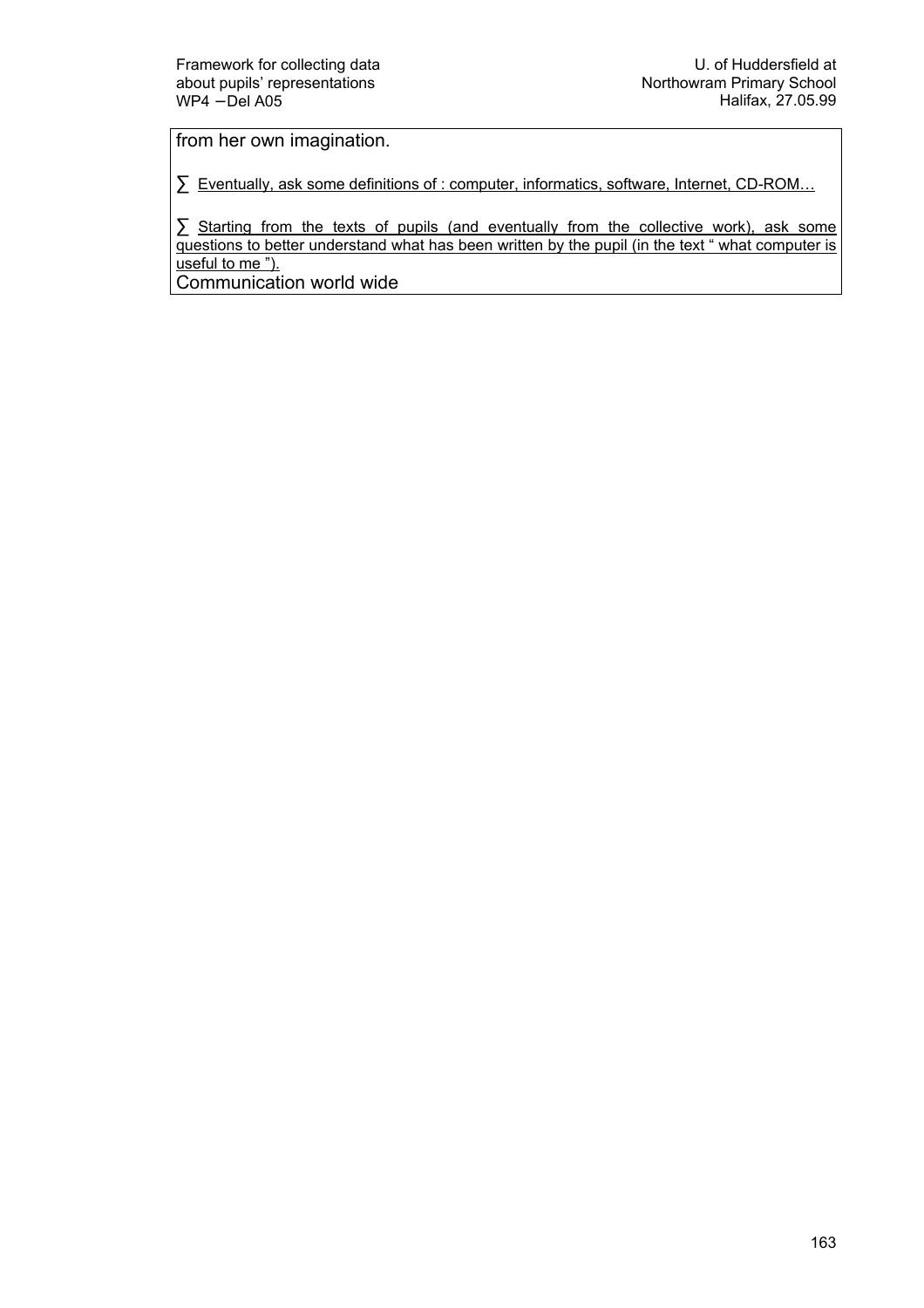from her own imagination.

∑ Eventually, ask some definitions of : computer, informatics, software, Internet, CD-ROM…

∑ Starting from the texts of pupils (and eventually from the collective work), ask some questions to better understand what has been written by the pupil (in the text " what computer is useful to me ").

Communication world wide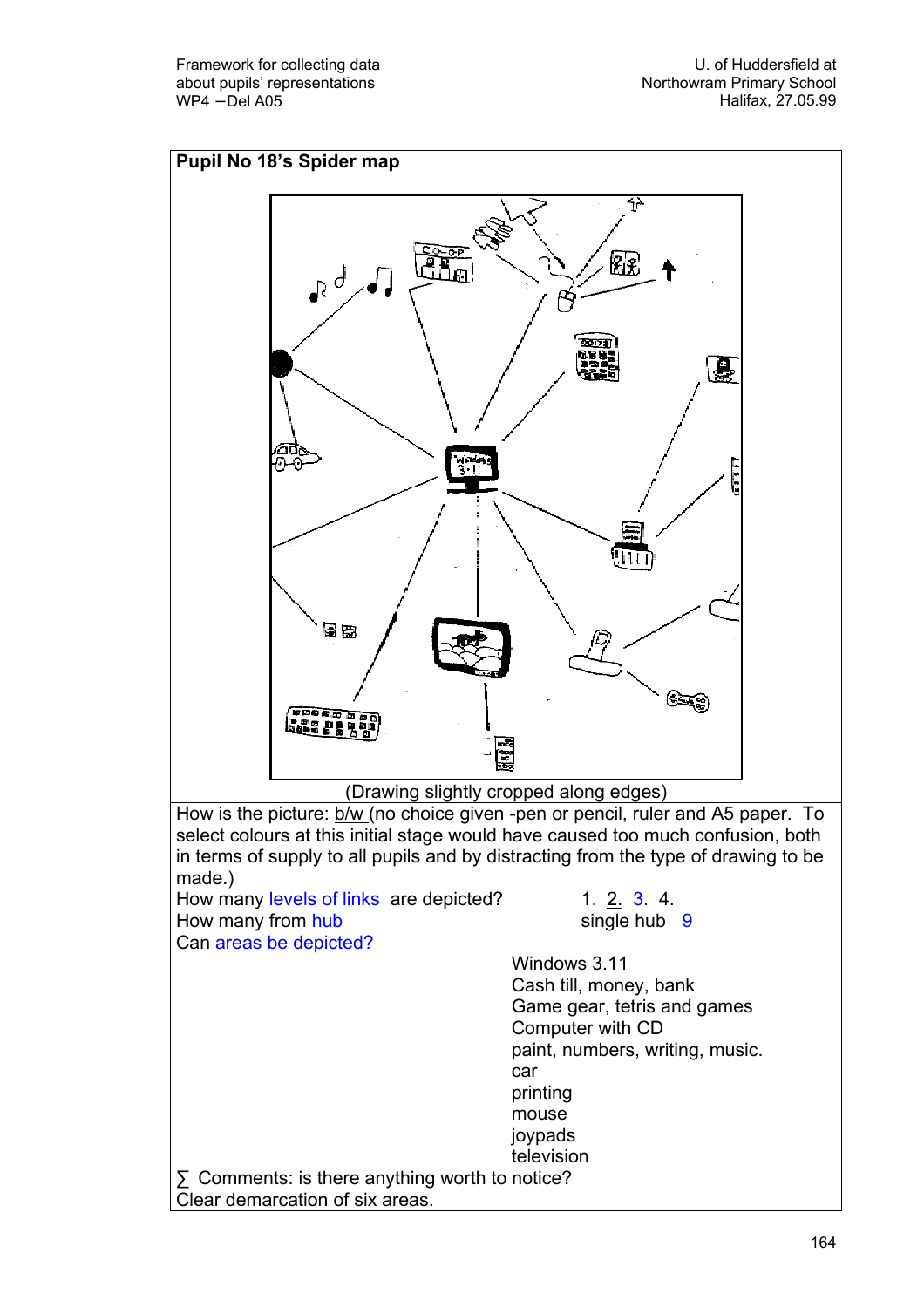**Pupil No 18's Spider map**

(Drawing slightly cropped along edges)

How is the picture: b/w (no choice given -pen or pencil, ruler and A5 paper. To select colours at this initial stage would have caused too much confusion, both in terms of supply to all pupils and by distracting from the type of drawing to be made.)

How many levels of links are depicted? 1. 2. 3. 4.

How many from hub single hub 9

Can areas be depicted?

Windows 3.11
Cash till, money, bank
Game gear, tetris and games
Computer with CD
paint, numbers, writing, music.
car
printing
mouse
joypads
television

∑ Comments: is there anything worth to notice?

Clear demarcation of six areas.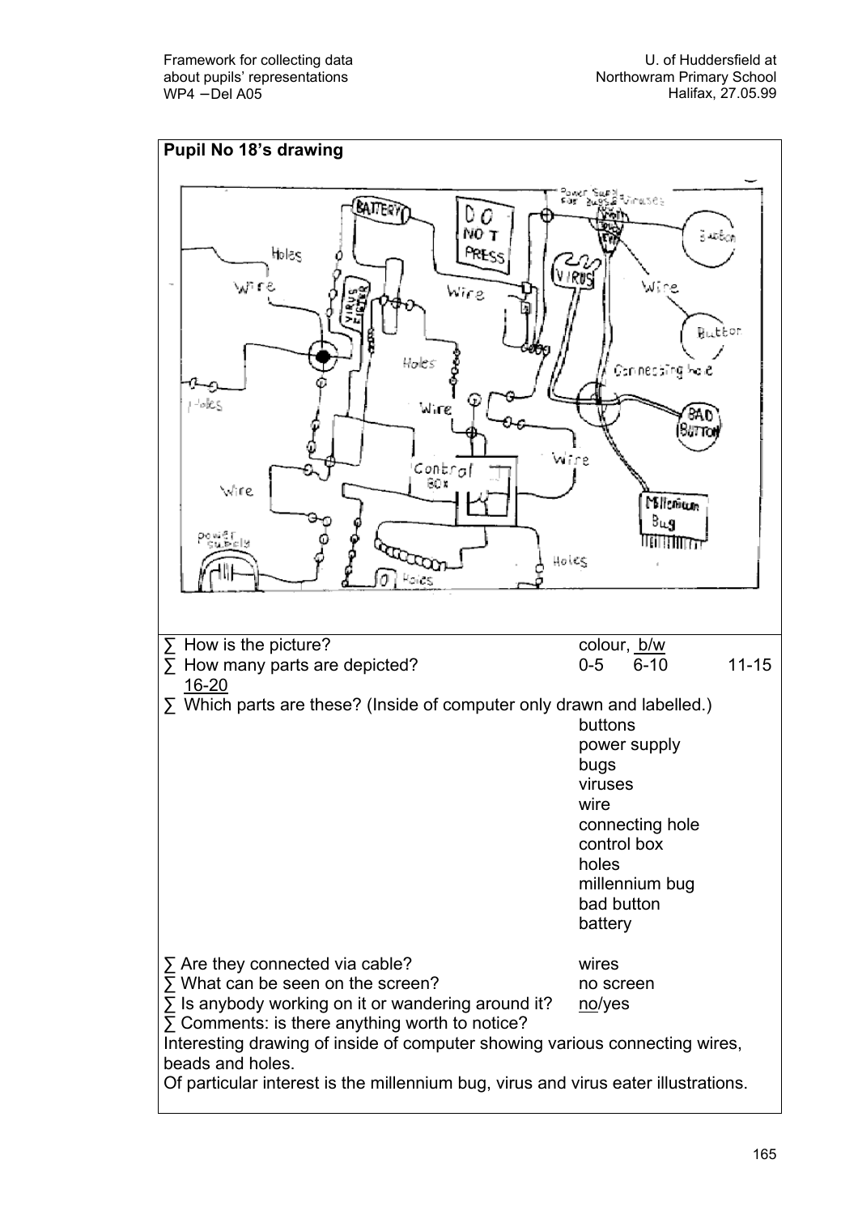**Pupil No 18's drawing**

- How is the picture? colour, <u>b/w</u>
- How many parts are depicted? 0-5 6-10 11-15 <u>16-20</u>
- Which parts are these? (Inside of computer only drawn and labelled.)
  - buttons
  - power supply
  - bugs
  - viruses
  - wire
  - connecting hole
  - control box
  - holes
  - millennium bug
  - bad button
  - battery
- Are they connected via cable? wires
- What can be seen on the screen? no screen
- Is anybody working on it or wandering around it? <u>no</u>/yes
- Comments: is there anything worth to notice?

Interesting drawing of inside of computer showing various connecting wires, beads and holes.

Of particular interest is the millennium bug, virus and virus eater illustrations.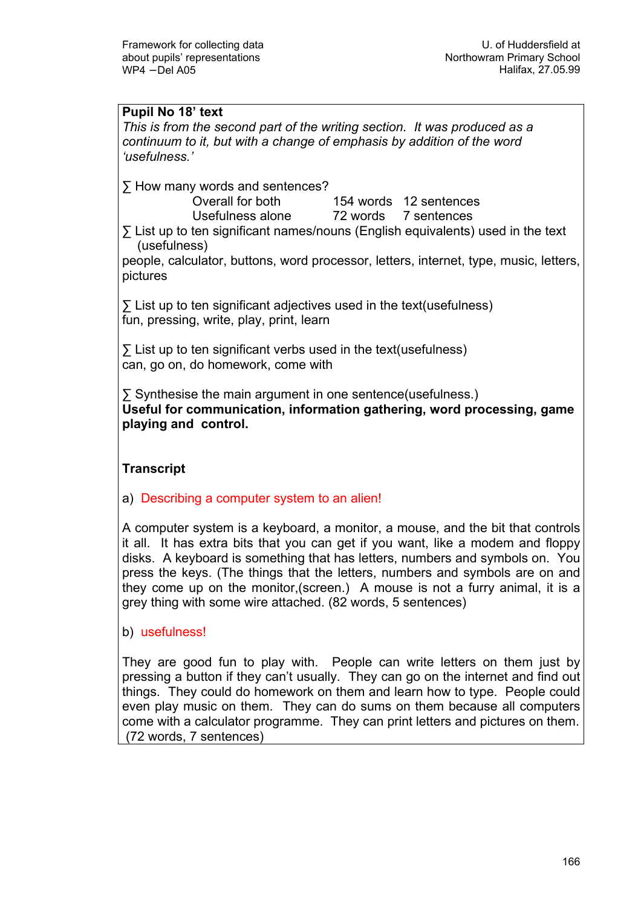**Pupil No 18' text**

*This is from the second part of the writing section. It was produced as a continuum to it, but with a change of emphasis by addition of the word 'usefulness.'*

∑ How many words and sentences?

| | | |
|---|---|---|
| Overall for both | 154 words | 12 sentences |
| Usefulness alone | 72 words | 7 sentences |

∑ List up to ten significant names/nouns (English equivalents) used in the text (usefulness)

people, calculator, buttons, word processor, letters, internet, type, music, letters, pictures

∑ List up to ten significant adjectives used in the text(usefulness)

fun, pressing, write, play, print, learn

∑ List up to ten significant verbs used in the text(usefulness)

can, go on, do homework, come with

∑ Synthesise the main argument in one sentence(usefulness.)

**Useful for communication, information gathering, word processing, game playing and control.**

**Transcript**

a) Describing a computer system to an alien!

A computer system is a keyboard, a monitor, a mouse, and the bit that controls it all. It has extra bits that you can get if you want, like a modem and floppy disks. A keyboard is something that has letters, numbers and symbols on. You press the keys. (The things that the letters, numbers and symbols are on and they come up on the monitor,(screen.) A mouse is not a furry animal, it is a grey thing with some wire attached. (82 words, 5 sentences)

b) usefulness!

They are good fun to play with. People can write letters on them just by pressing a button if they can't usually. They can go on the internet and find out things. They could do homework on them and learn how to type. People could even play music on them. They can do sums on them because all computers come with a calculator programme. They can print letters and pictures on them. (72 words, 7 sentences)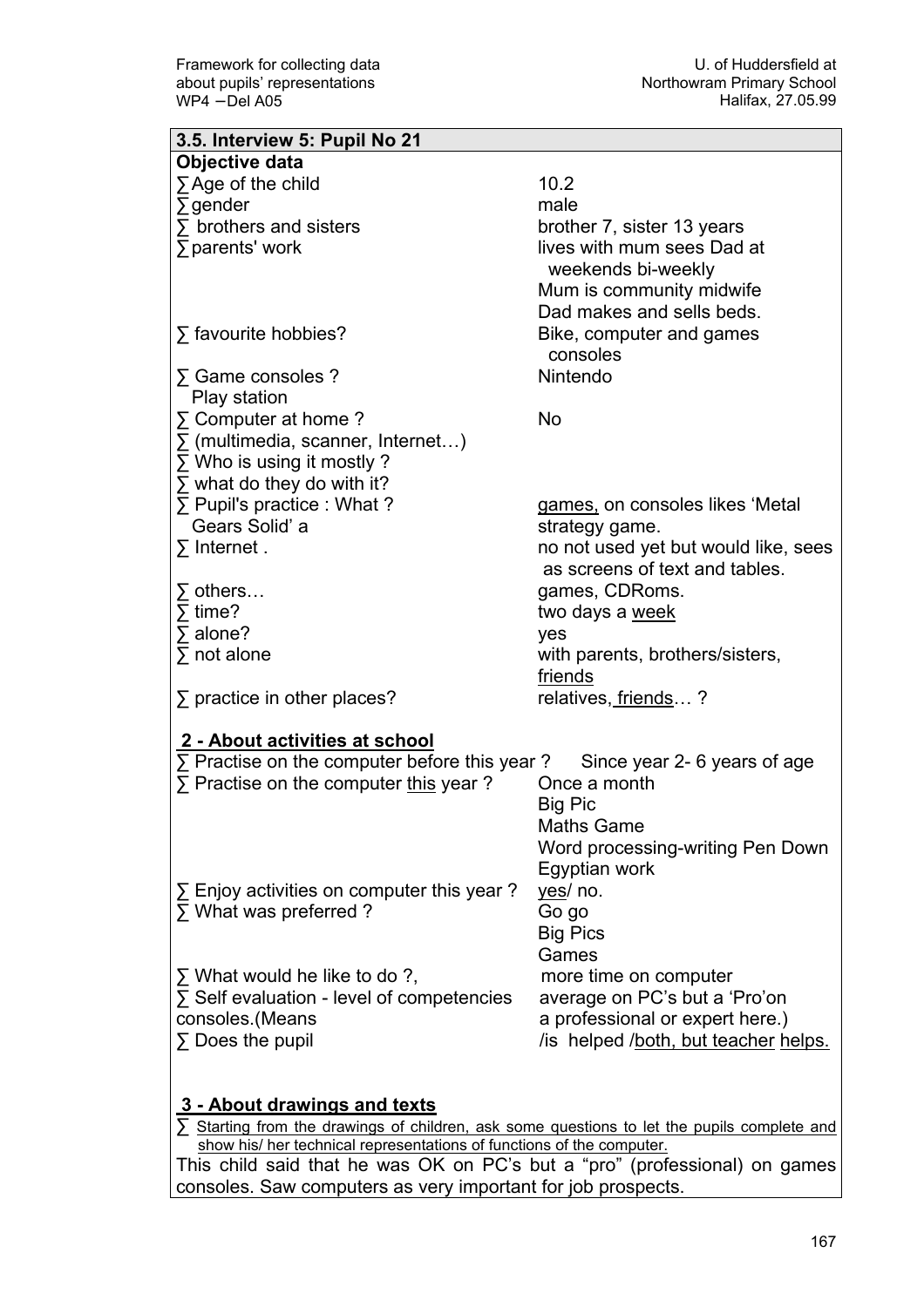## 3.5. Interview 5: Pupil No 21

**Objective data**

| | |
|---|---|
| ∑ Age of the child | 10.2 |
| ∑ gender | male |
| ∑ brothers and sisters | brother 7, sister 13 years |
| ∑ parents' work | lives with mum sees Dad at weekends bi-weekly<br>Mum is community midwife<br>Dad makes and sells beds. |
| ∑ favourite hobbies? | Bike, computer and games consoles |
| ∑ Game consoles ? Play station | Nintendo |
| ∑ Computer at home ? | No |
| ∑ (multimedia, scanner, Internet…) | |
| ∑ Who is using it mostly ? | |
| ∑ what do they do with it? | |
| ∑ Pupil's practice : What ? Gears Solid' a | <u>games,</u> on consoles likes 'Metal strategy game. |
| ∑ Internet . | no not used yet but would like, sees as screens of text and tables. |
| ∑ others… | games, CDRoms. |
| ∑ time? | two days a <u>week</u> |
| ∑ alone? | yes |
| ∑ not alone | with parents, brothers/sisters, <u>friends</u> |
| ∑ practice in other places? | relatives, <u>friends</u>… ? |

### 2 - About activities at school

| | |
|---|---|
| ∑ Practise on the computer before this year ? | Since year 2- 6 years of age |
| ∑ Practise on the computer <u>this</u> year ? | Once a month<br>Big Pic<br>Maths Game<br>Word processing-writing Pen Down<br>Egyptian work |
| ∑ Enjoy activities on computer this year ? | <u>yes</u>/ no. |
| ∑ What was preferred ? | Go go<br>Big Pics<br>Games |
| ∑ What would he like to do ?, | more time on computer |
| ∑ Self evaluation - level of competencies consoles.(Means | average on PC's but a 'Pro'on a professional or expert here.) |
| ∑ Does the pupil | /is helped /<u>both, but teacher</u> <u>helps.</u> |

### 3 - About drawings and texts

∑ <u>Starting from the drawings of children, ask some questions to let the pupils complete and show his/ her technical representations of functions of the computer.</u>

This child said that he was OK on PC's but a "pro" (professional) on games consoles. Saw computers as very important for job prospects.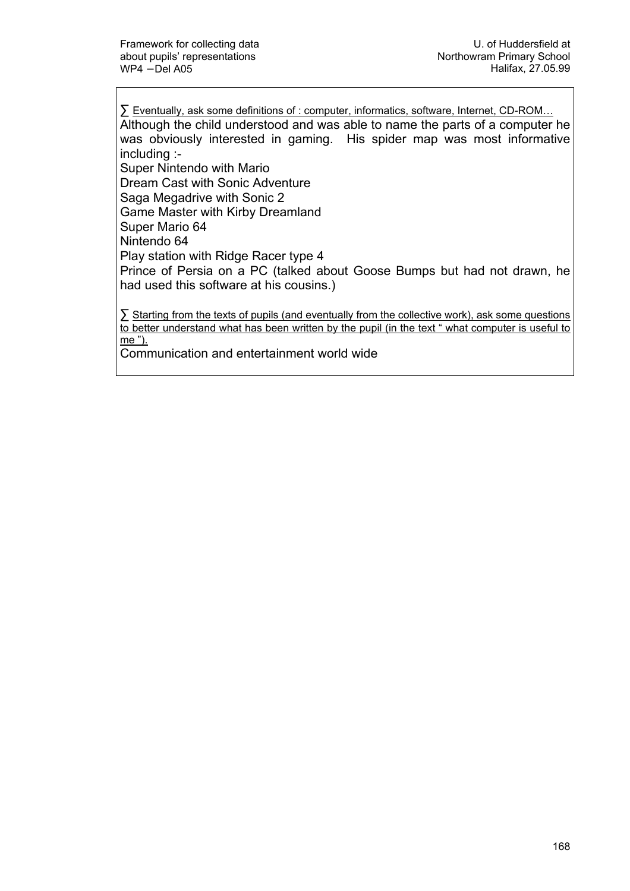∑ <u>Eventually, ask some definitions of : computer, informatics, software, Internet, CD-ROM…</u>

Although the child understood and was able to name the parts of a computer he was obviously interested in gaming. His spider map was most informative including :-

Super Nintendo with Mario
Dream Cast with Sonic Adventure
Saga Megadrive with Sonic 2
Game Master with Kirby Dreamland
Super Mario 64
Nintendo 64
Play station with Ridge Racer type 4
Prince of Persia on a PC (talked about Goose Bumps but had not drawn, he had used this software at his cousins.)

∑ <u>Starting from the texts of pupils (and eventually from the collective work), ask some questions to better understand what has been written by the pupil (in the text " what computer is useful to me ").</u>

Communication and entertainment world wide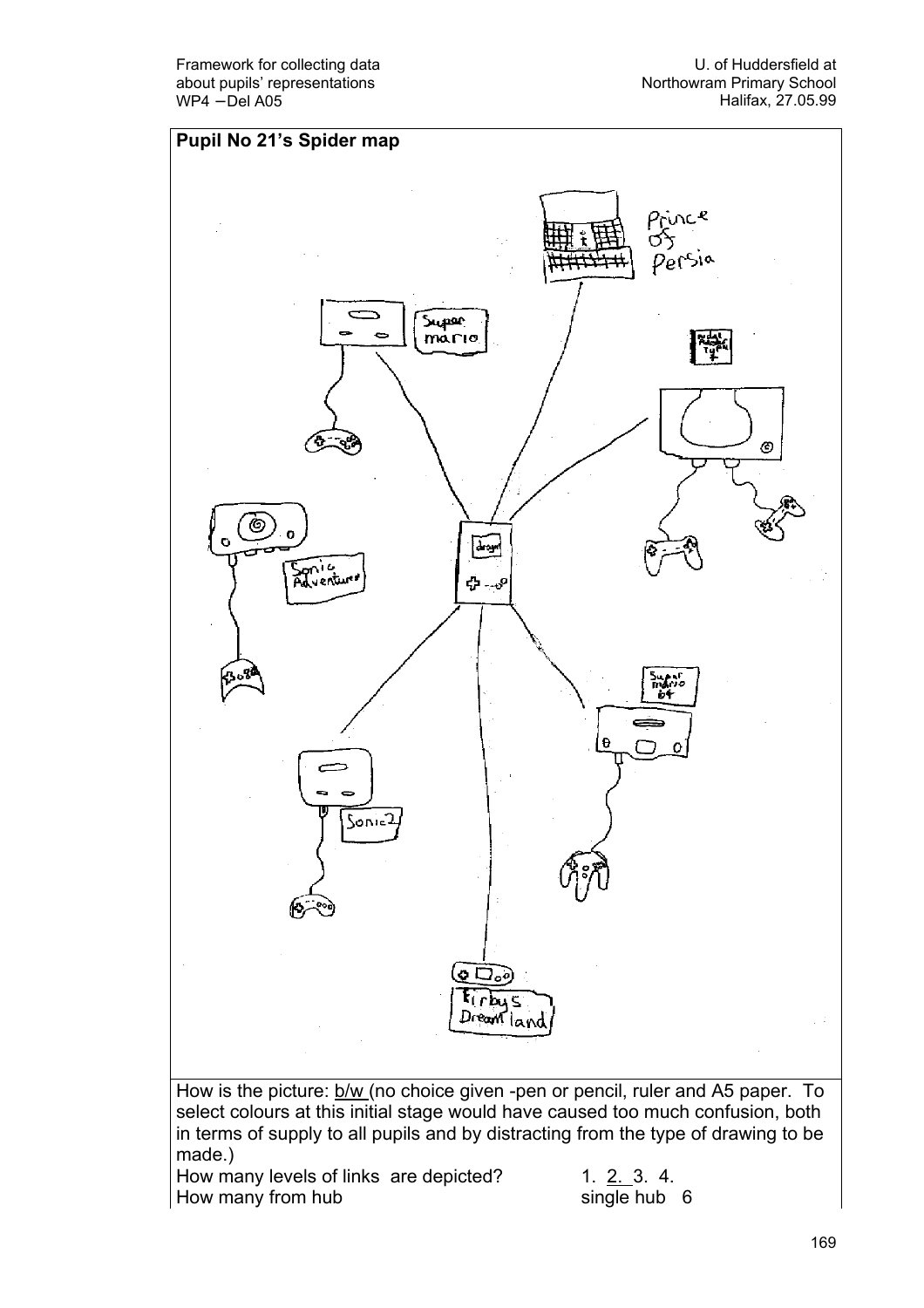**Pupil No 21's Spider map**

How is the picture: b/w (no choice given -pen or pencil, ruler and A5 paper. To select colours at this initial stage would have caused too much confusion, both in terms of supply to all pupils and by distracting from the type of drawing to be made.)

How many levels of links are depicted? 1. 2. 3. 4.

How many from hub single hub 6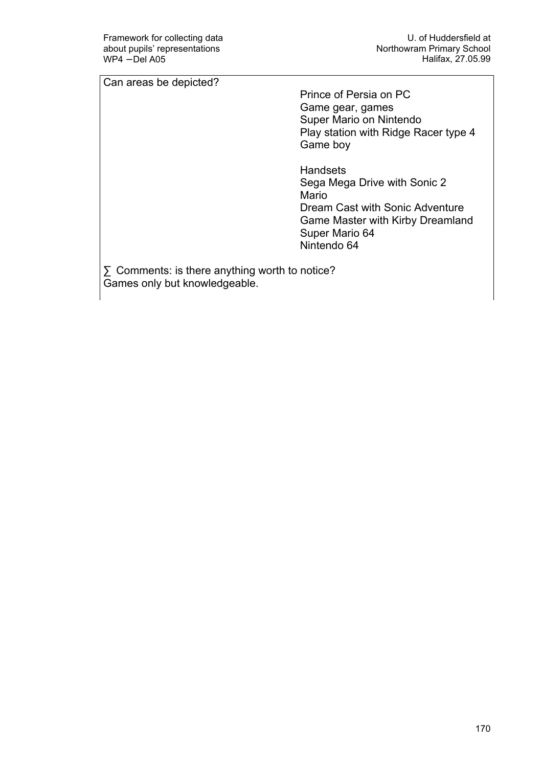Can areas be depicted?

Prince of Persia on PC
Game gear, games
Super Mario on Nintendo
Play station with Ridge Racer type 4
Game boy

Handsets
Sega Mega Drive with Sonic 2
Mario
Dream Cast with Sonic Adventure
Game Master with Kirby Dreamland
Super Mario 64
Nintendo 64

∑ Comments: is there anything worth to notice?
Games only but knowledgeable.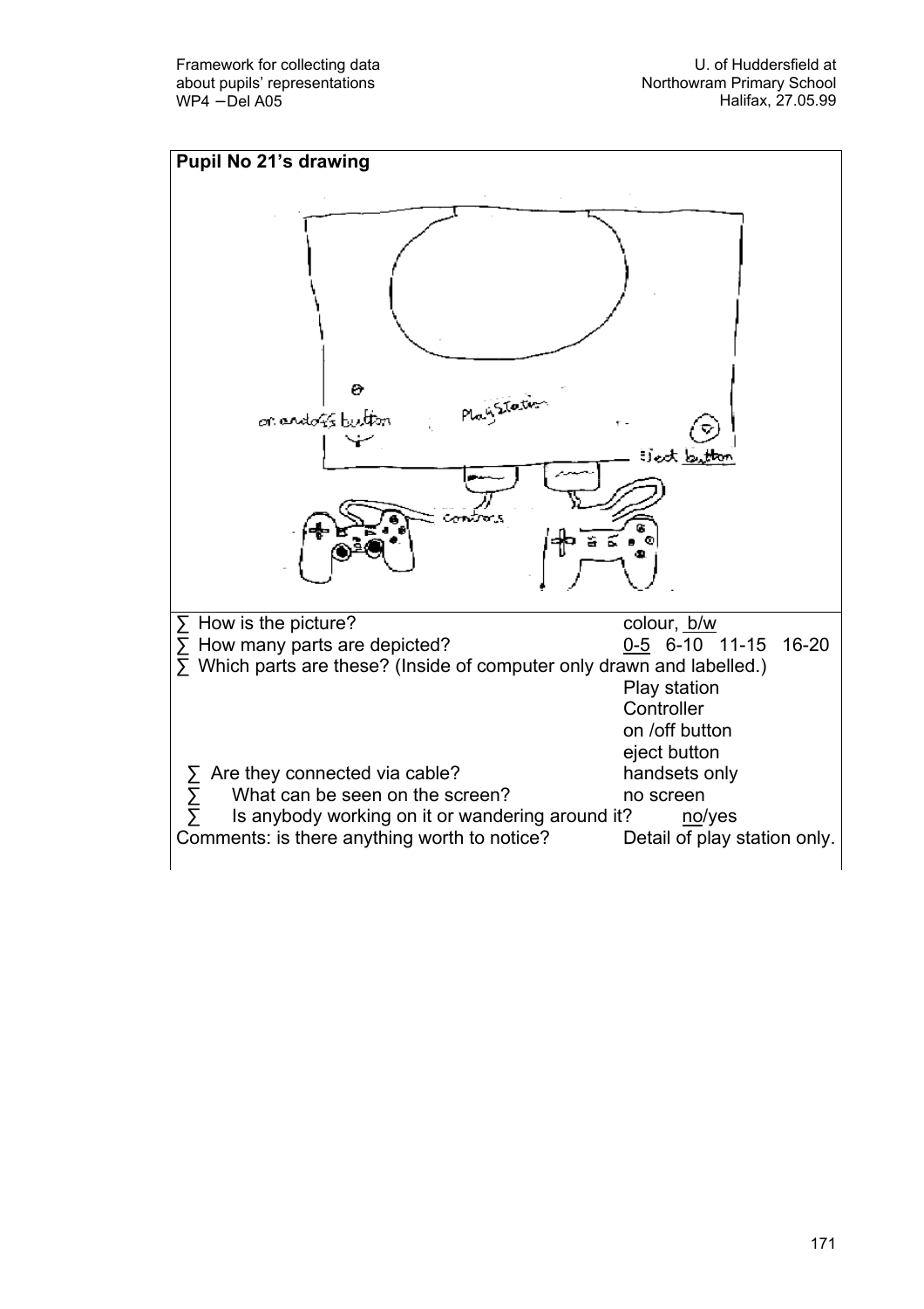**Pupil No 21's drawing**

- How is the picture? colour, b/w
- How many parts are depicted? 0-5 6-10 11-15 16-20
- Which parts are these? (Inside of computer only drawn and labelled.)
  - Play station
  - Controller
  - on /off button
  - eject button
- Are they connected via cable? handsets only
- What can be seen on the screen? no screen
- Is anybody working on it or wandering around it? no/yes

Comments: is there anything worth to notice? Detail of play station only.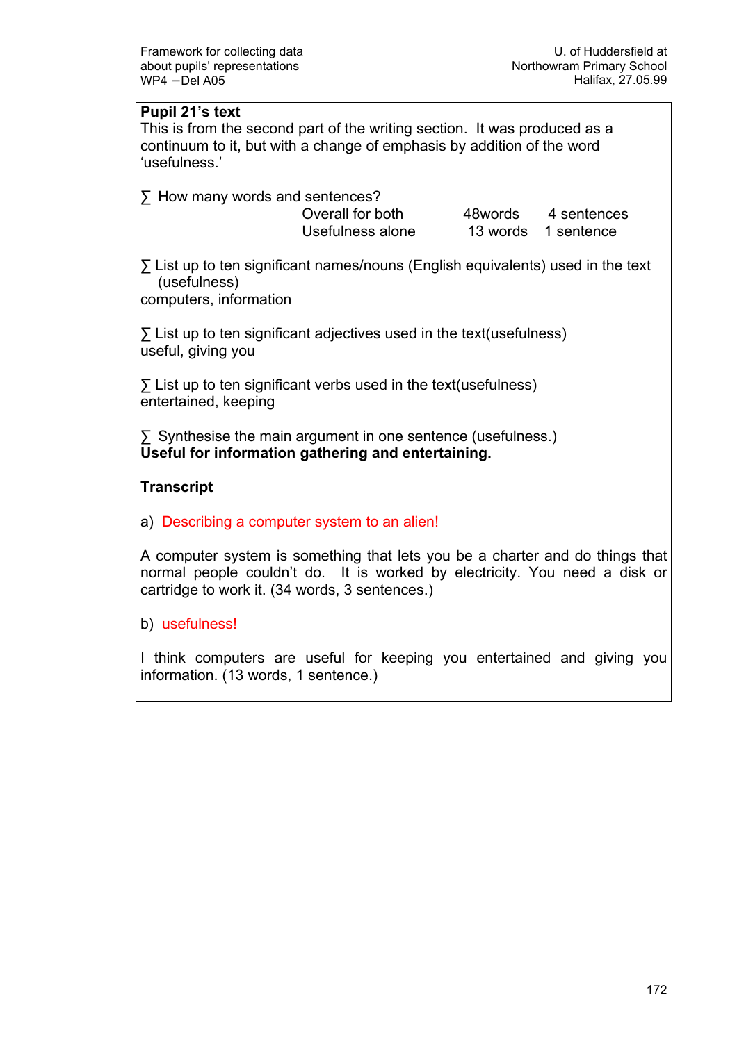**Pupil 21's text**

This is from the second part of the writing section. It was produced as a continuum to it, but with a change of emphasis by addition of the word 'usefulness.'

∑ How many words and sentences?

| | | |
|---|---|---|
| Overall for both | 48words | 4 sentences |
| Usefulness alone | 13 words | 1 sentence |

∑ List up to ten significant names/nouns (English equivalents) used in the text (usefulness)

computers, information

∑ List up to ten significant adjectives used in the text(usefulness)

useful, giving you

∑ List up to ten significant verbs used in the text(usefulness)

entertained, keeping

∑ Synthesise the main argument in one sentence (usefulness.)

**Useful for information gathering and entertaining.**

**Transcript**

a) Describing a computer system to an alien!

A computer system is something that lets you be a charter and do things that normal people couldn't do. It is worked by electricity. You need a disk or cartridge to work it. (34 words, 3 sentences.)

b) usefulness!

I think computers are useful for keeping you entertained and giving you information. (13 words, 1 sentence.)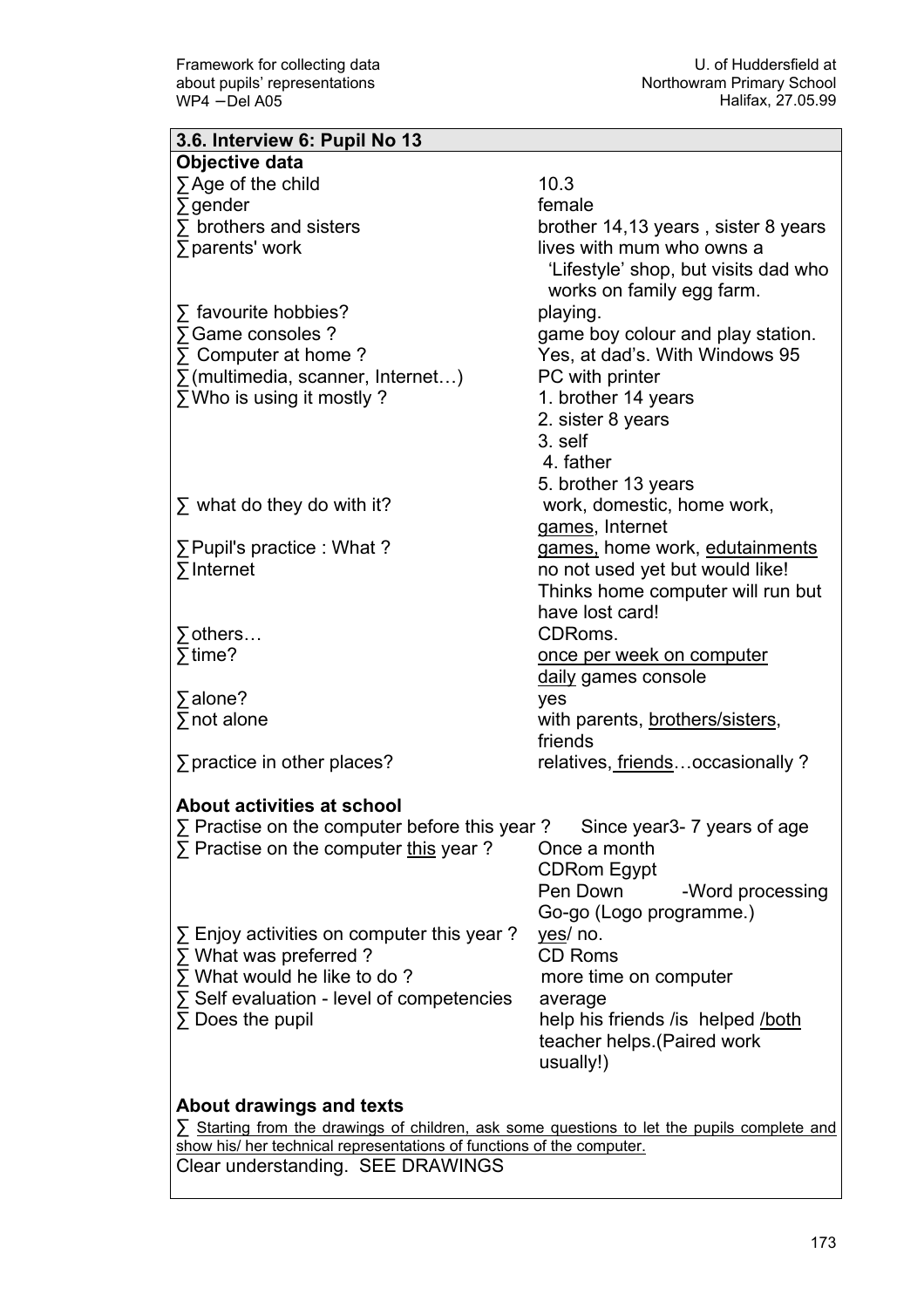### 3.6. Interview 6: Pupil No 13

**Objective data**

| | |
|---|---|
| ∑ Age of the child | 10.3 |
| ∑ gender | female |
| ∑ brothers and sisters | brother 14,13 years , sister 8 years |
| ∑ parents' work | lives with mum who owns a 'Lifestyle' shop, but visits dad who works on family egg farm. |
| ∑ favourite hobbies? | playing. |
| ∑ Game consoles ? | game boy colour and play station. |
| ∑ Computer at home ? | Yes, at dad's. With Windows 95 |
| ∑ (multimedia, scanner, Internet…) | PC with printer |
| ∑ Who is using it mostly ? | 1. brother 14 years<br>2. sister 8 years<br>3. self<br>4. father<br>5. brother 13 years |
| ∑ what do they do with it? | work, domestic, home work, <u>games</u>, Internet |
| ∑ Pupil's practice : What ? | <u>games,</u> home work, <u>edutainments</u> |
| ∑ Internet | no not used yet but would like! Thinks home computer will run but have lost card! |
| ∑ others… | CDRoms. |
| ∑ time? | <u>once per week on computer</u><br><u>daily</u> games console |
| ∑ alone? | yes |
| ∑ not alone | with parents, <u>brothers/sisters</u>, friends |
| ∑ practice in other places? | relatives, <u>friends</u>…occasionally ? |

**About activities at school**

| | |
|---|---|
| ∑ Practise on the computer before this year ? | Since year3- 7 years of age |
| ∑ Practise on the computer <u>this</u> year ? | Once a month<br>CDRom Egypt<br>Pen Down -Word processing<br>Go-go (Logo programme.) |
| ∑ Enjoy activities on computer this year ? | <u>yes</u>/ no. |
| ∑ What was preferred ? | CD Roms |
| ∑ What would he like to do ? | more time on computer |
| ∑ Self evaluation - level of competencies | average |
| ∑ Does the pupil | help his friends /is helped <u>/both</u><br>teacher helps.(Paired work usually!) |

**About drawings and texts**

∑ <u>Starting from the drawings of children, ask some questions to let the pupils complete and show his/ her technical representations of functions of the computer.</u>

Clear understanding. SEE DRAWINGS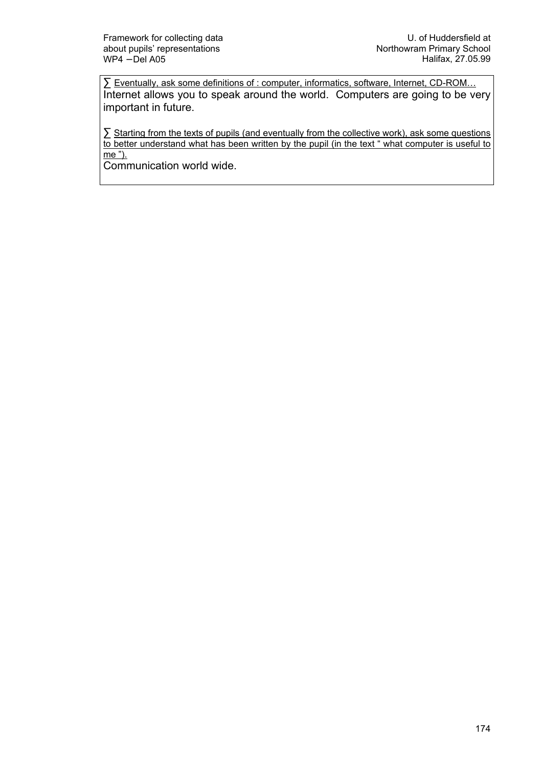∑ <u>Eventually, ask some definitions of : computer, informatics, software, Internet, CD-ROM…</u>

Internet allows you to speak around the world. Computers are going to be very important in future.

∑ <u>Starting from the texts of pupils (and eventually from the collective work), ask some questions to better understand what has been written by the pupil (in the text " what computer is useful to me ").</u>

Communication world wide.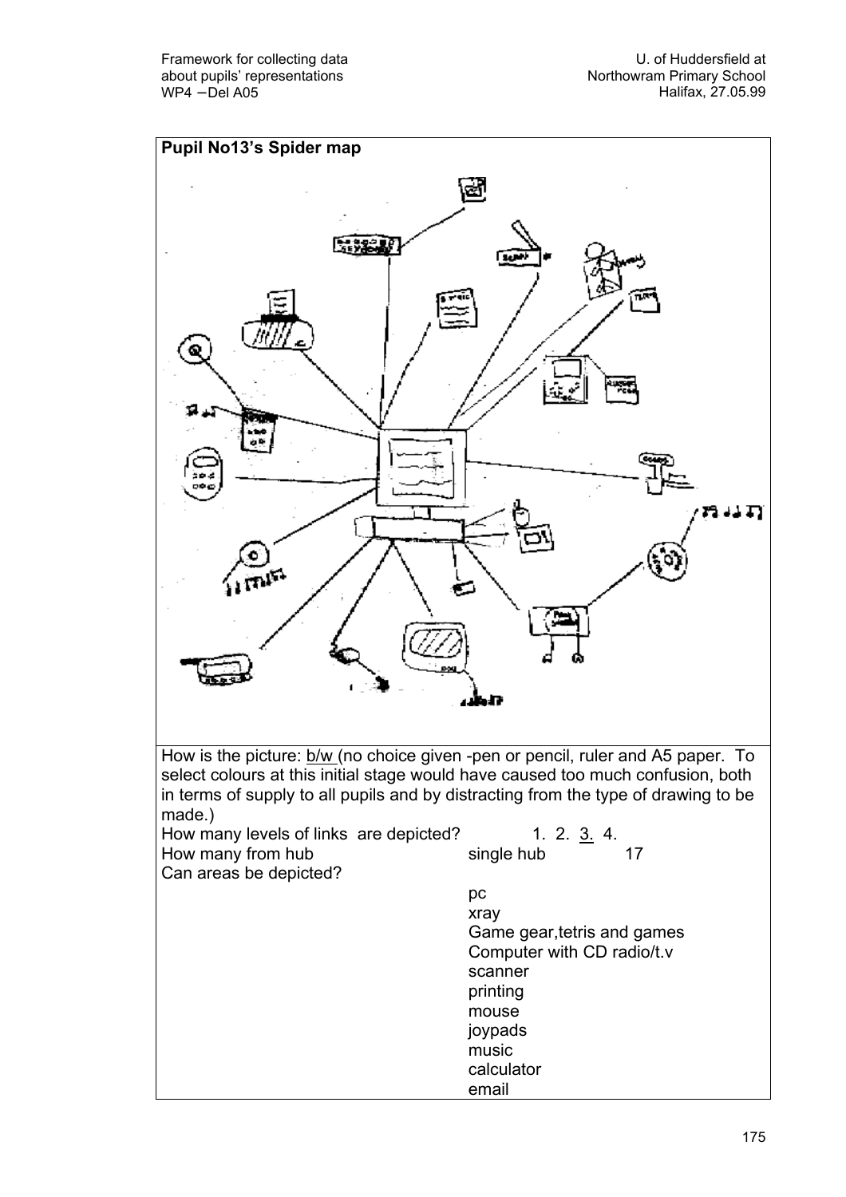**Pupil No13's Spider map**

How is the picture: b/w (no choice given -pen or pencil, ruler and A5 paper. To select colours at this initial stage would have caused too much confusion, both in terms of supply to all pupils and by distracting from the type of drawing to be made.)

How many levels of links are depicted? 1. 2. 3. 4.

How many from hub — single hub 17

Can areas be depicted?

- pc
- xray
- Game gear,tetris and games
- Computer with CD radio/t.v
- scanner
- printing
- mouse
- joypads
- music
- calculator
- email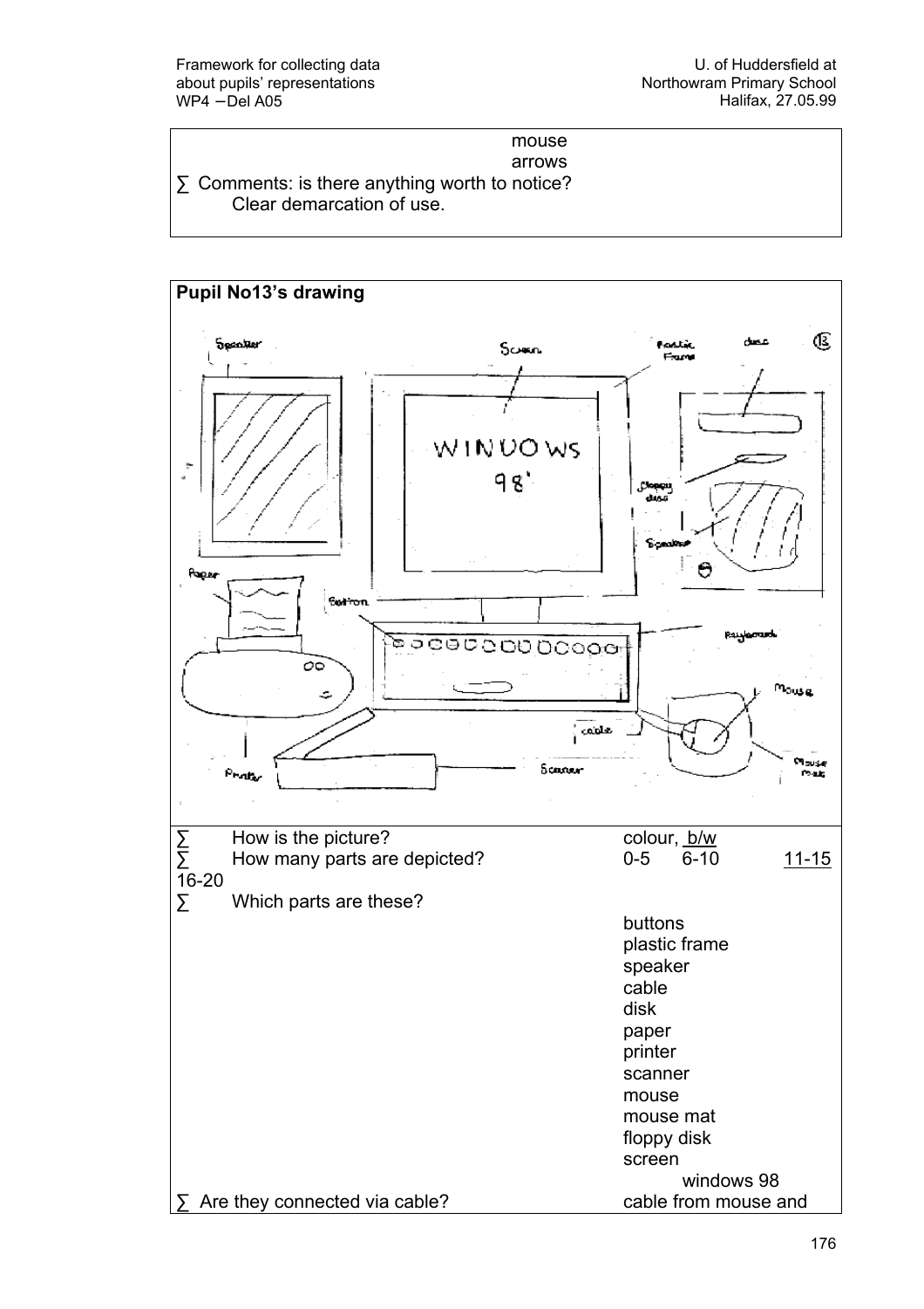mouse
arrows

∑ Comments: is there anything worth to notice?
Clear demarcation of use.

**Pupil No13's drawing**

| | |
|---|---|
| ∑ How is the picture? | colour, <u>b/w</u> |
| ∑ How many parts are depicted? | 0-5 6-10 <u>11-15</u> 16-20 |
| ∑ Which parts are these? | buttons<br>plastic frame<br>speaker<br>cable<br>disk<br>paper<br>printer<br>scanner<br>mouse<br>mouse mat<br>floppy disk<br>screen<br>windows 98 |
| ∑ Are they connected via cable? | cable from mouse and |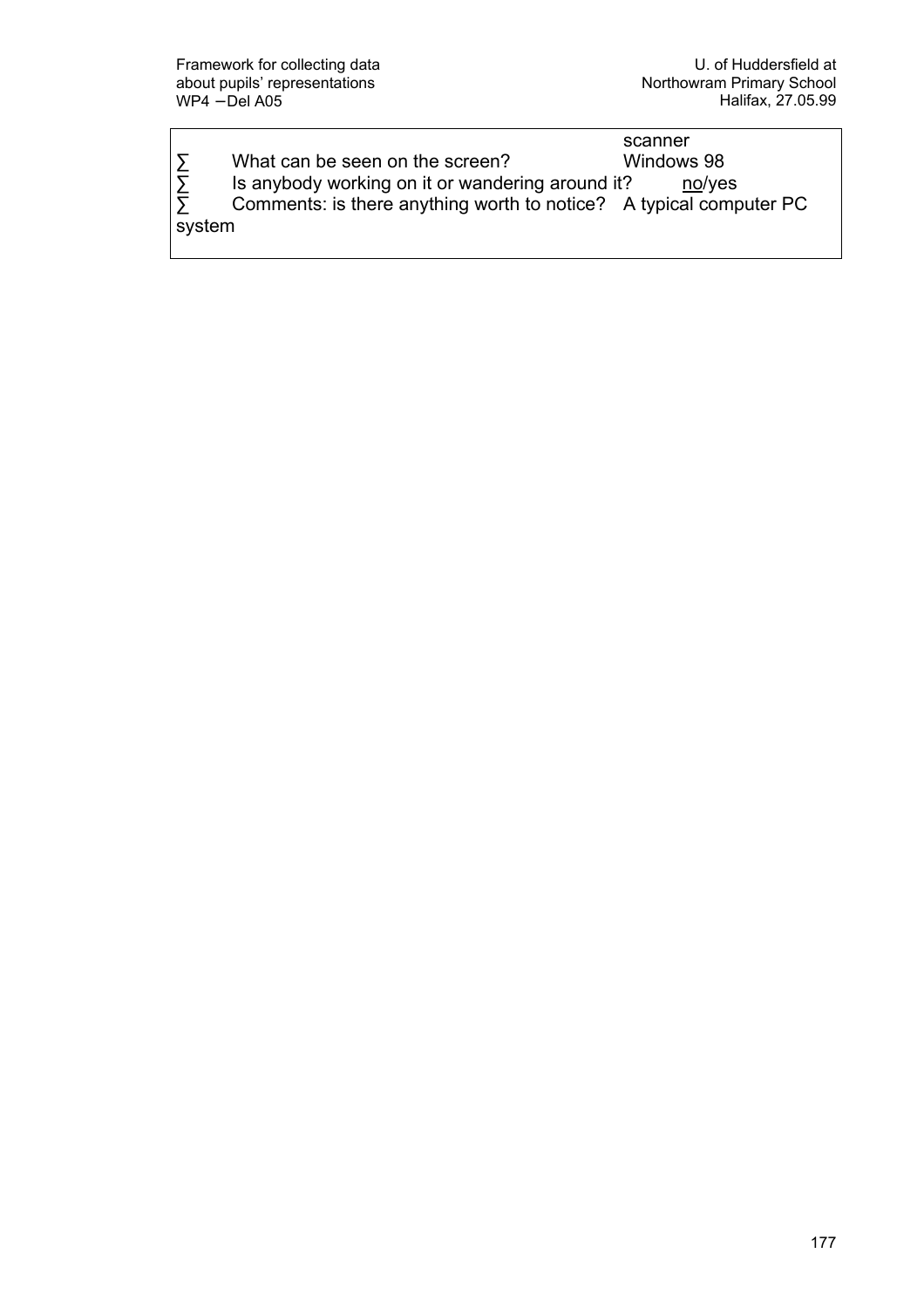scanner

- What can be seen on the screen? Windows 98
- Is anybody working on it or wandering around it? no/yes
- Comments: is there anything worth to notice? A typical computer PC system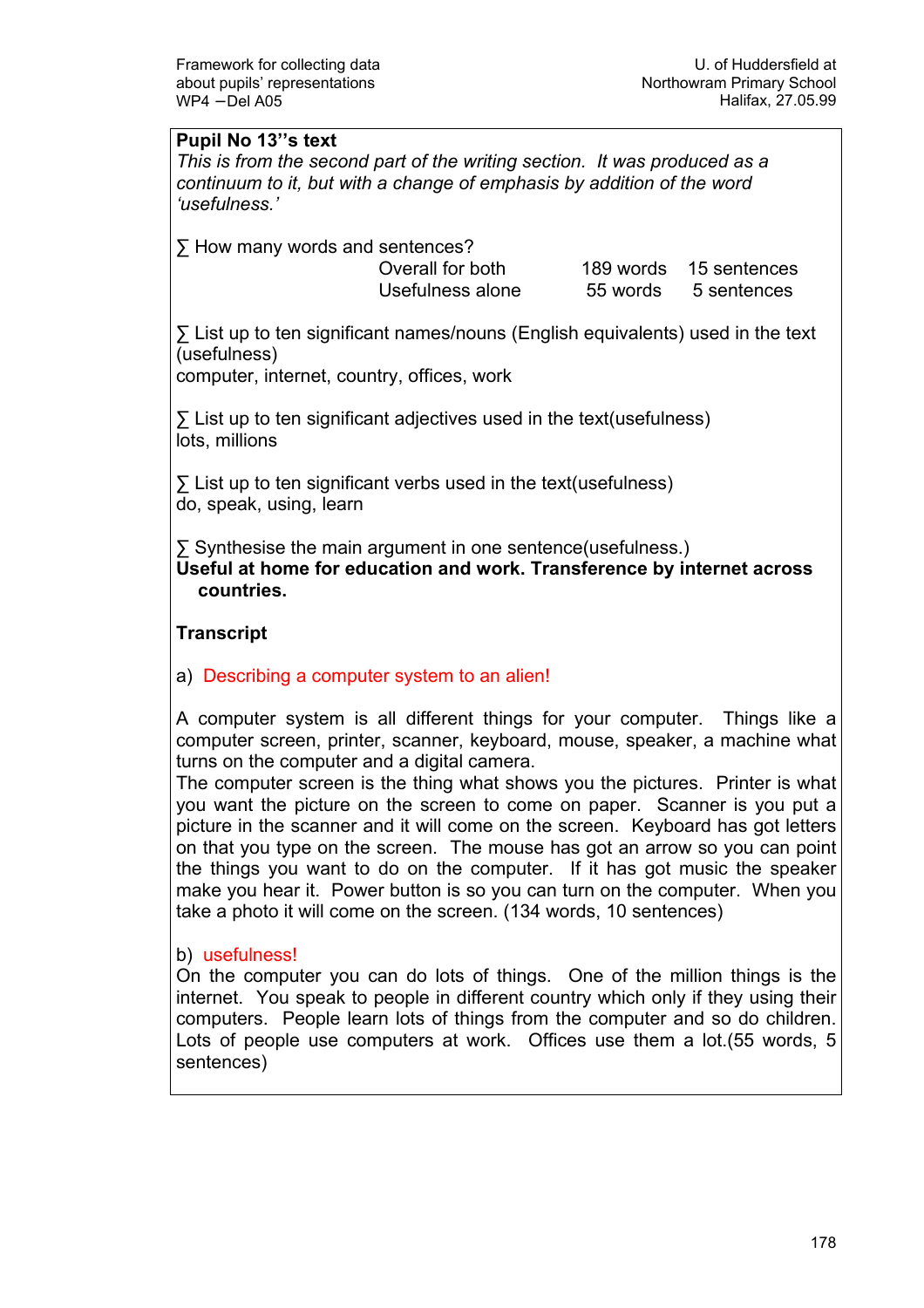**Pupil No 13''s text**

*This is from the second part of the writing section. It was produced as a continuum to it, but with a change of emphasis by addition of the word 'usefulness.'*

∑ How many words and sentences?

| | | |
|---|---|---|
| Overall for both | 189 words | 15 sentences |
| Usefulness alone | 55 words | 5 sentences |

∑ List up to ten significant names/nouns (English equivalents) used in the text (usefulness)
computer, internet, country, offices, work

∑ List up to ten significant adjectives used in the text(usefulness)
lots, millions

∑ List up to ten significant verbs used in the text(usefulness)
do, speak, using, learn

∑ Synthesise the main argument in one sentence(usefulness.)
**Useful at home for education and work. Transference by internet across countries.**

**Transcript**

a) Describing a computer system to an alien!

A computer system is all different things for your computer. Things like a computer screen, printer, scanner, keyboard, mouse, speaker, a machine what turns on the computer and a digital camera.
The computer screen is the thing what shows you the pictures. Printer is what you want the picture on the screen to come on paper. Scanner is you put a picture in the scanner and it will come on the screen. Keyboard has got letters on that you type on the screen. The mouse has got an arrow so you can point the things you want to do on the computer. If it has got music the speaker make you hear it. Power button is so you can turn on the computer. When you take a photo it will come on the screen. (134 words, 10 sentences)

b) usefulness!
On the computer you can do lots of things. One of the million things is the internet. You speak to people in different country which only if they using their computers. People learn lots of things from the computer and so do children. Lots of people use computers at work. Offices use them a lot.(55 words, 5 sentences)